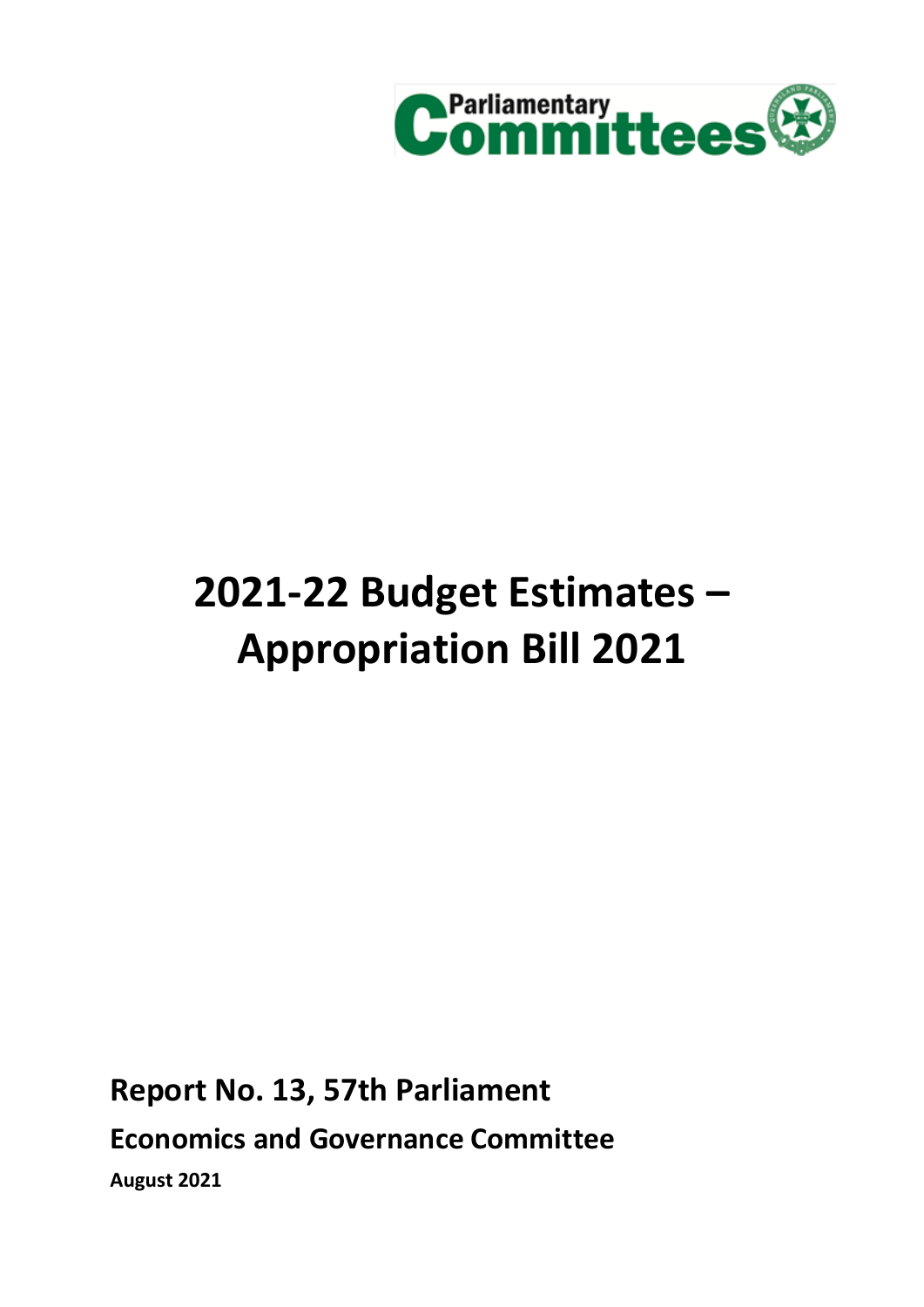Parliamentary Committees

# 2021-22 Budget Estimates – Appropriation Bill 2021

**Report No. 13, 57th Parliament**

**Economics and Governance Committee**

**August 2021**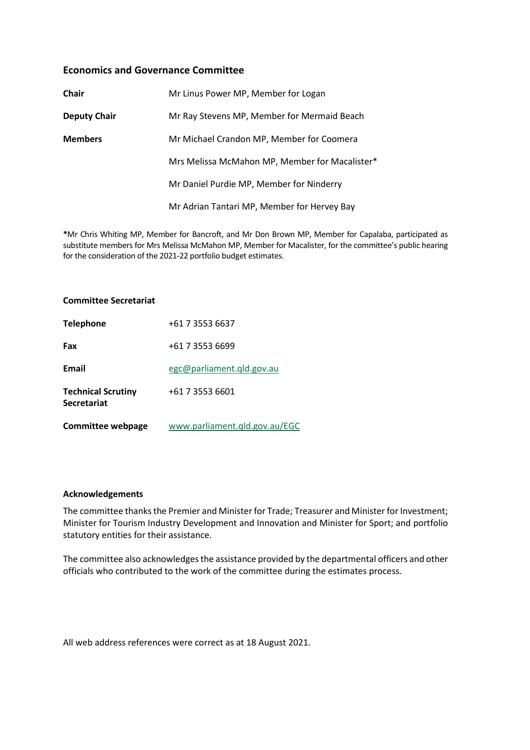## Economics and Governance Committee

| | |
|---|---|
| **Chair** | Mr Linus Power MP, Member for Logan |
| **Deputy Chair** | Mr Ray Stevens MP, Member for Mermaid Beach |
| **Members** | Mr Michael Crandon MP, Member for Coomera |
| | Mrs Melissa McMahon MP, Member for Macalister* |
| | Mr Daniel Purdie MP, Member for Ninderry |
| | Mr Adrian Tantari MP, Member for Hervey Bay |

***Mr Chris Whiting MP, Member for Bancroft, and Mr Don Brown MP, Member for Capalaba, participated as substitute members for Mrs Melissa McMahon MP, Member for Macalister, for the committee's public hearing for the consideration of the 2021-22 portfolio budget estimates.**

### Committee Secretariat

| | |
|---|---|
| **Telephone** | +61 7 3553 6637 |
| **Fax** | +61 7 3553 6699 |
| **Email** | egc@parliament.qld.gov.au |
| **Technical Scrutiny Secretariat** | +61 7 3553 6601 |
| **Committee webpage** | www.parliament.qld.gov.au/EGC |

### Acknowledgements

The committee thanks the Premier and Minister for Trade; Treasurer and Minister for Investment; Minister for Tourism Industry Development and Innovation and Minister for Sport; and portfolio statutory entities for their assistance.

The committee also acknowledges the assistance provided by the departmental officers and other officials who contributed to the work of the committee during the estimates process.

All web address references were correct as at 18 August 2021.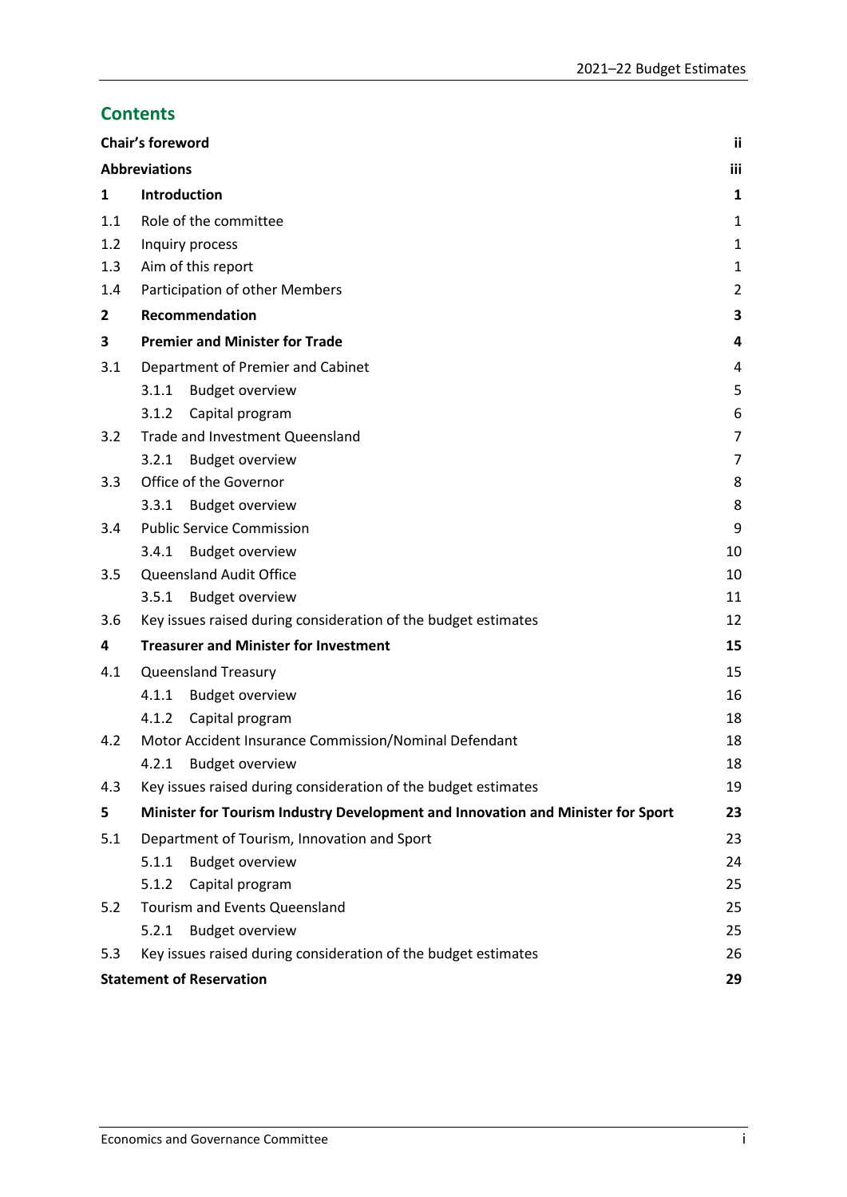## Contents

| | | |
|---|---|---|
| **Chair's foreword** | | **ii** |
| **Abbreviations** | | **iii** |
| **1** | **Introduction** | **1** |
| 1.1 | Role of the committee | 1 |
| 1.2 | Inquiry process | 1 |
| 1.3 | Aim of this report | 1 |
| 1.4 | Participation of other Members | 2 |
| **2** | **Recommendation** | **3** |
| **3** | **Premier and Minister for Trade** | **4** |
| 3.1 | Department of Premier and Cabinet | 4 |
| | 3.1.1 Budget overview | 5 |
| | 3.1.2 Capital program | 6 |
| 3.2 | Trade and Investment Queensland | 7 |
| | 3.2.1 Budget overview | 7 |
| 3.3 | Office of the Governor | 8 |
| | 3.3.1 Budget overview | 8 |
| 3.4 | Public Service Commission | 9 |
| | 3.4.1 Budget overview | 10 |
| 3.5 | Queensland Audit Office | 10 |
| | 3.5.1 Budget overview | 11 |
| 3.6 | Key issues raised during consideration of the budget estimates | 12 |
| **4** | **Treasurer and Minister for Investment** | **15** |
| 4.1 | Queensland Treasury | 15 |
| | 4.1.1 Budget overview | 16 |
| | 4.1.2 Capital program | 18 |
| 4.2 | Motor Accident Insurance Commission/Nominal Defendant | 18 |
| | 4.2.1 Budget overview | 18 |
| 4.3 | Key issues raised during consideration of the budget estimates | 19 |
| **5** | **Minister for Tourism Industry Development and Innovation and Minister for Sport** | **23** |
| 5.1 | Department of Tourism, Innovation and Sport | 23 |
| | 5.1.1 Budget overview | 24 |
| | 5.1.2 Capital program | 25 |
| 5.2 | Tourism and Events Queensland | 25 |
| | 5.2.1 Budget overview | 25 |
| 5.3 | Key issues raised during consideration of the budget estimates | 26 |
| **Statement of Reservation** | | **29** |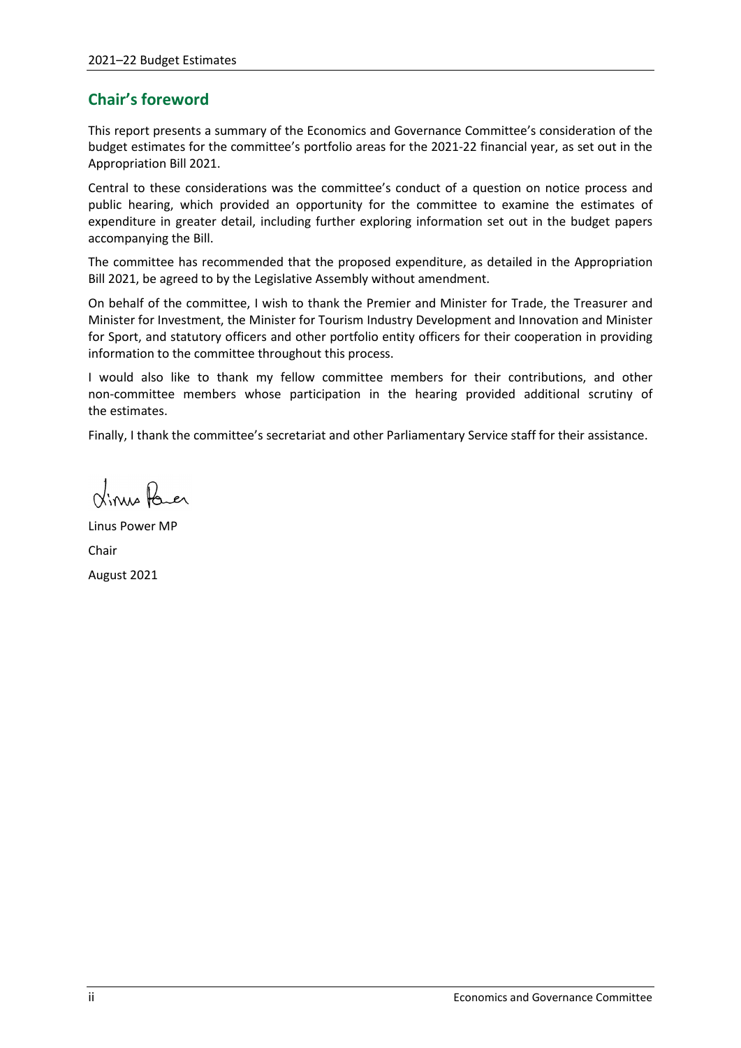## Chair's foreword

This report presents a summary of the Economics and Governance Committee's consideration of the budget estimates for the committee's portfolio areas for the 2021-22 financial year, as set out in the Appropriation Bill 2021.

Central to these considerations was the committee's conduct of a question on notice process and public hearing, which provided an opportunity for the committee to examine the estimates of expenditure in greater detail, including further exploring information set out in the budget papers accompanying the Bill.

The committee has recommended that the proposed expenditure, as detailed in the Appropriation Bill 2021, be agreed to by the Legislative Assembly without amendment.

On behalf of the committee, I wish to thank the Premier and Minister for Trade, the Treasurer and Minister for Investment, the Minister for Tourism Industry Development and Innovation and Minister for Sport, and statutory officers and other portfolio entity officers for their cooperation in providing information to the committee throughout this process.

I would also like to thank my fellow committee members for their contributions, and other non-committee members whose participation in the hearing provided additional scrutiny of the estimates.

Finally, I thank the committee's secretariat and other Parliamentary Service staff for their assistance.

Linus Power MP

Chair

August 2021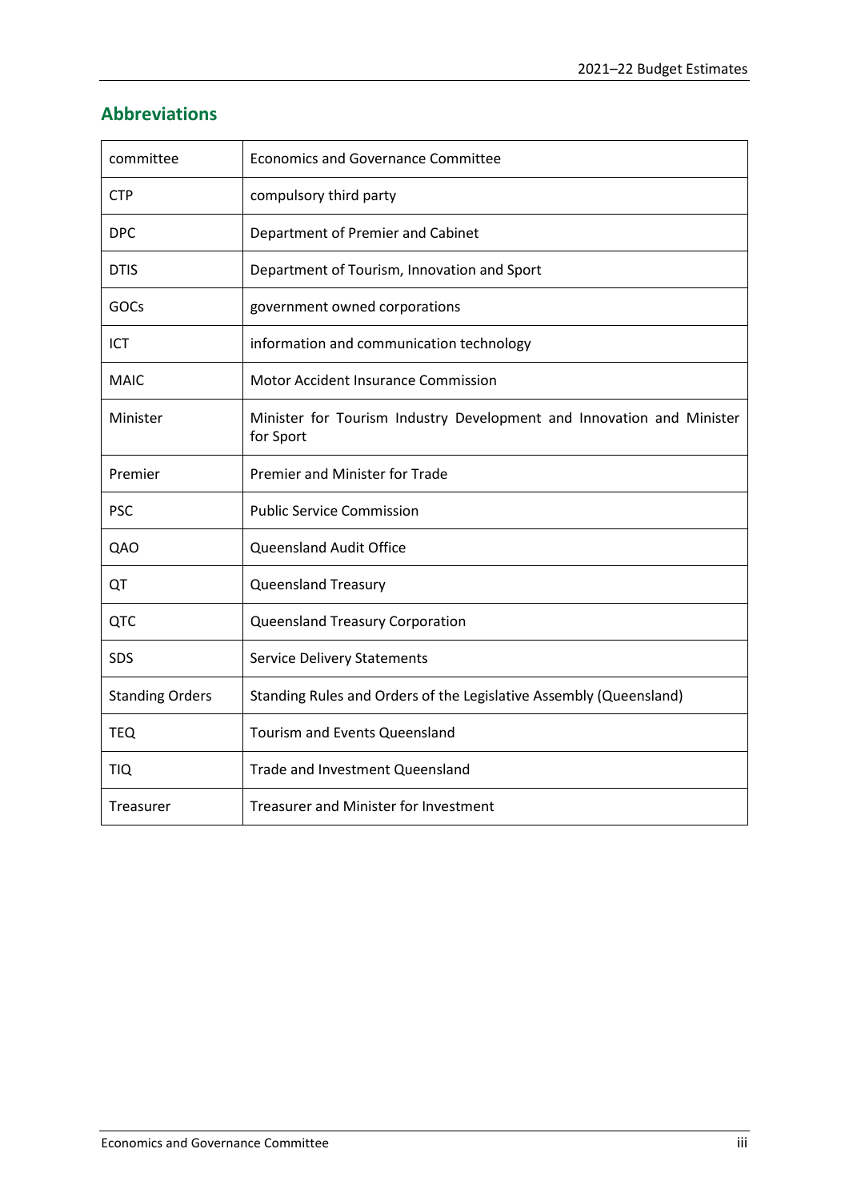## Abbreviations

| | |
|---|---|
| committee | Economics and Governance Committee |
| CTP | compulsory third party |
| DPC | Department of Premier and Cabinet |
| DTIS | Department of Tourism, Innovation and Sport |
| GOCs | government owned corporations |
| ICT | information and communication technology |
| MAIC | Motor Accident Insurance Commission |
| Minister | Minister for Tourism Industry Development and Innovation and Minister for Sport |
| Premier | Premier and Minister for Trade |
| PSC | Public Service Commission |
| QAO | Queensland Audit Office |
| QT | Queensland Treasury |
| QTC | Queensland Treasury Corporation |
| SDS | Service Delivery Statements |
| Standing Orders | Standing Rules and Orders of the Legislative Assembly (Queensland) |
| TEQ | Tourism and Events Queensland |
| TIQ | Trade and Investment Queensland |
| Treasurer | Treasurer and Minister for Investment |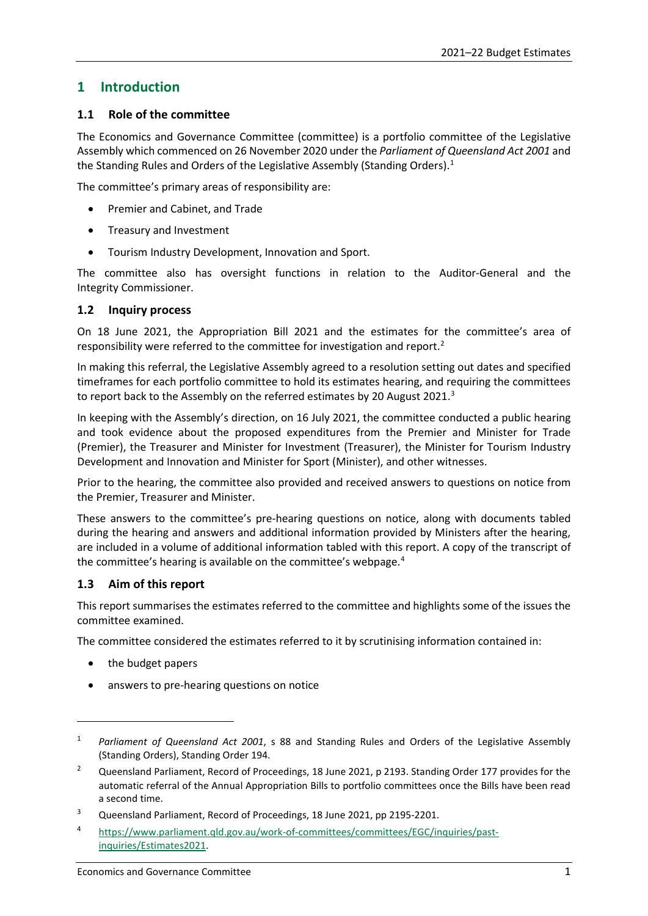# 1 Introduction

## 1.1 Role of the committee

The Economics and Governance Committee (committee) is a portfolio committee of the Legislative Assembly which commenced on 26 November 2020 under the *Parliament of Queensland Act 2001* and the Standing Rules and Orders of the Legislative Assembly (Standing Orders).[1]

The committee's primary areas of responsibility are:

- Premier and Cabinet, and Trade
- Treasury and Investment
- Tourism Industry Development, Innovation and Sport.

The committee also has oversight functions in relation to the Auditor-General and the Integrity Commissioner.

## 1.2 Inquiry process

On 18 June 2021, the Appropriation Bill 2021 and the estimates for the committee's area of responsibility were referred to the committee for investigation and report.[2]

In making this referral, the Legislative Assembly agreed to a resolution setting out dates and specified timeframes for each portfolio committee to hold its estimates hearing, and requiring the committees to report back to the Assembly on the referred estimates by 20 August 2021.[3]

In keeping with the Assembly's direction, on 16 July 2021, the committee conducted a public hearing and took evidence about the proposed expenditures from the Premier and Minister for Trade (Premier), the Treasurer and Minister for Investment (Treasurer), the Minister for Tourism Industry Development and Innovation and Minister for Sport (Minister), and other witnesses.

Prior to the hearing, the committee also provided and received answers to questions on notice from the Premier, Treasurer and Minister.

These answers to the committee's pre-hearing questions on notice, along with documents tabled during the hearing and answers and additional information provided by Ministers after the hearing, are included in a volume of additional information tabled with this report. A copy of the transcript of the committee's hearing is available on the committee's webpage.[4]

## 1.3 Aim of this report

This report summarises the estimates referred to the committee and highlights some of the issues the committee examined.

The committee considered the estimates referred to it by scrutinising information contained in:

- the budget papers
- answers to pre-hearing questions on notice

---

[1] *Parliament of Queensland Act 2001*, s 88 and Standing Rules and Orders of the Legislative Assembly (Standing Orders), Standing Order 194.

[2] Queensland Parliament, Record of Proceedings, 18 June 2021, p 2193. Standing Order 177 provides for the automatic referral of the Annual Appropriation Bills to portfolio committees once the Bills have been read a second time.

[3] Queensland Parliament, Record of Proceedings, 18 June 2021, pp 2195-2201.

[4] https://www.parliament.qld.gov.au/work-of-committees/committees/EGC/inquiries/past-inquiries/Estimates2021.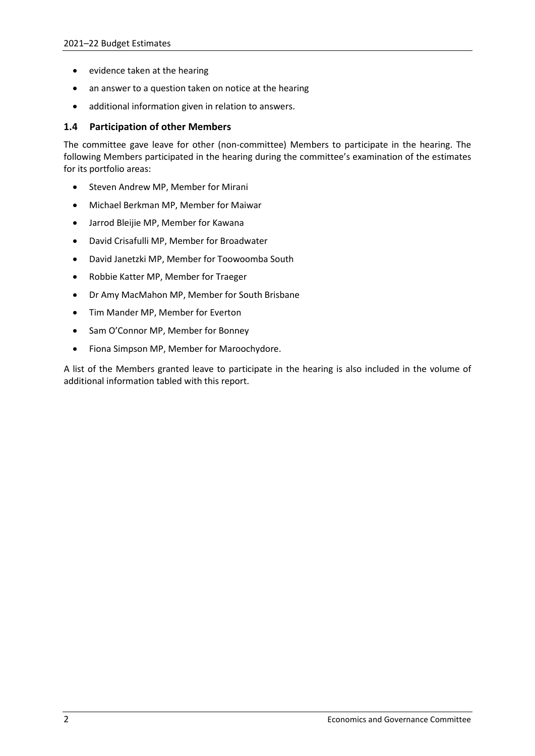- evidence taken at the hearing
- an answer to a question taken on notice at the hearing
- additional information given in relation to answers.

## 1.4 Participation of other Members

The committee gave leave for other (non-committee) Members to participate in the hearing. The following Members participated in the hearing during the committee's examination of the estimates for its portfolio areas:

- Steven Andrew MP, Member for Mirani
- Michael Berkman MP, Member for Maiwar
- Jarrod Bleijie MP, Member for Kawana
- David Crisafulli MP, Member for Broadwater
- David Janetzki MP, Member for Toowoomba South
- Robbie Katter MP, Member for Traeger
- Dr Amy MacMahon MP, Member for South Brisbane
- Tim Mander MP, Member for Everton
- Sam O'Connor MP, Member for Bonney
- Fiona Simpson MP, Member for Maroochydore.

A list of the Members granted leave to participate in the hearing is also included in the volume of additional information tabled with this report.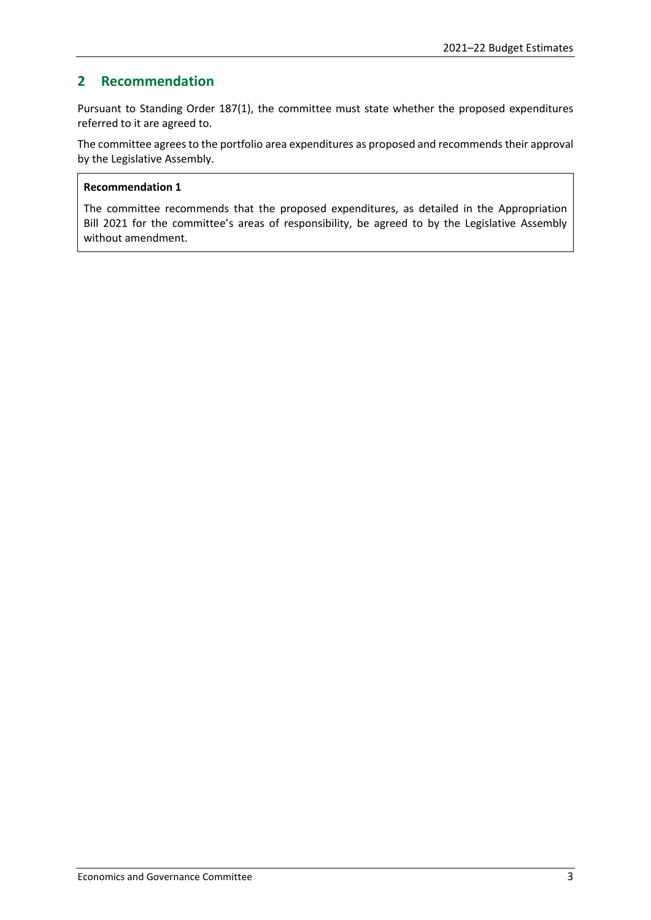## 2 Recommendation

Pursuant to Standing Order 187(1), the committee must state whether the proposed expenditures referred to it are agreed to.

The committee agrees to the portfolio area expenditures as proposed and recommends their approval by the Legislative Assembly.

**Recommendation 1**

The committee recommends that the proposed expenditures, as detailed in the Appropriation Bill 2021 for the committee's areas of responsibility, be agreed to by the Legislative Assembly without amendment.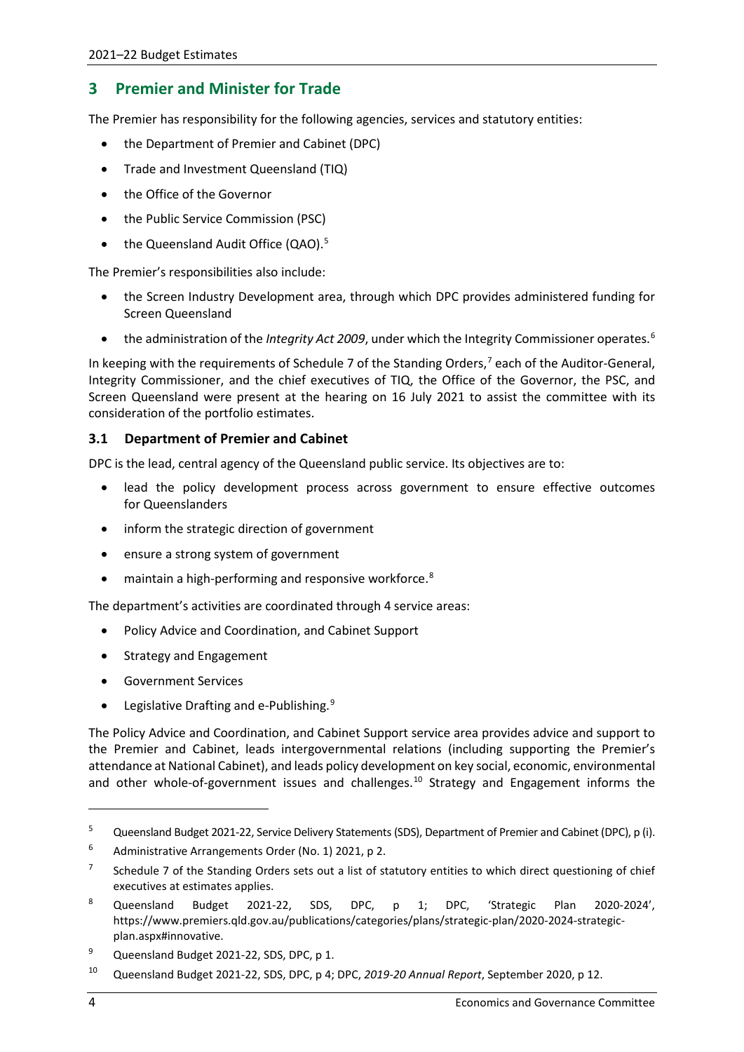## 3 Premier and Minister for Trade

The Premier has responsibility for the following agencies, services and statutory entities:

- the Department of Premier and Cabinet (DPC)
- Trade and Investment Queensland (TIQ)
- the Office of the Governor
- the Public Service Commission (PSC)
- the Queensland Audit Office (QAO).[5]

The Premier's responsibilities also include:

- the Screen Industry Development area, through which DPC provides administered funding for Screen Queensland
- the administration of the *Integrity Act 2009*, under which the Integrity Commissioner operates.[6]

In keeping with the requirements of Schedule 7 of the Standing Orders,[7] each of the Auditor-General, Integrity Commissioner, and the chief executives of TIQ, the Office of the Governor, the PSC, and Screen Queensland were present at the hearing on 16 July 2021 to assist the committee with its consideration of the portfolio estimates.

### 3.1 Department of Premier and Cabinet

DPC is the lead, central agency of the Queensland public service. Its objectives are to:

- lead the policy development process across government to ensure effective outcomes for Queenslanders
- inform the strategic direction of government
- ensure a strong system of government
- maintain a high-performing and responsive workforce.[8]

The department's activities are coordinated through 4 service areas:

- Policy Advice and Coordination, and Cabinet Support
- Strategy and Engagement
- Government Services
- Legislative Drafting and e-Publishing.[9]

The Policy Advice and Coordination, and Cabinet Support service area provides advice and support to the Premier and Cabinet, leads intergovernmental relations (including supporting the Premier's attendance at National Cabinet), and leads policy development on key social, economic, environmental and other whole-of-government issues and challenges.[10] Strategy and Engagement informs the

---

[5] Queensland Budget 2021-22, Service Delivery Statements (SDS), Department of Premier and Cabinet (DPC), p (i).

[6] Administrative Arrangements Order (No. 1) 2021, p 2.

[7] Schedule 7 of the Standing Orders sets out a list of statutory entities to which direct questioning of chief executives at estimates applies.

[8] Queensland Budget 2021-22, SDS, DPC, p 1; DPC, 'Strategic Plan 2020-2024', https://www.premiers.qld.gov.au/publications/categories/plans/strategic-plan/2020-2024-strategic-plan.aspx#innovative.

[9] Queensland Budget 2021-22, SDS, DPC, p 1.

[10] Queensland Budget 2021-22, SDS, DPC, p 4; DPC, *2019-20 Annual Report*, September 2020, p 12.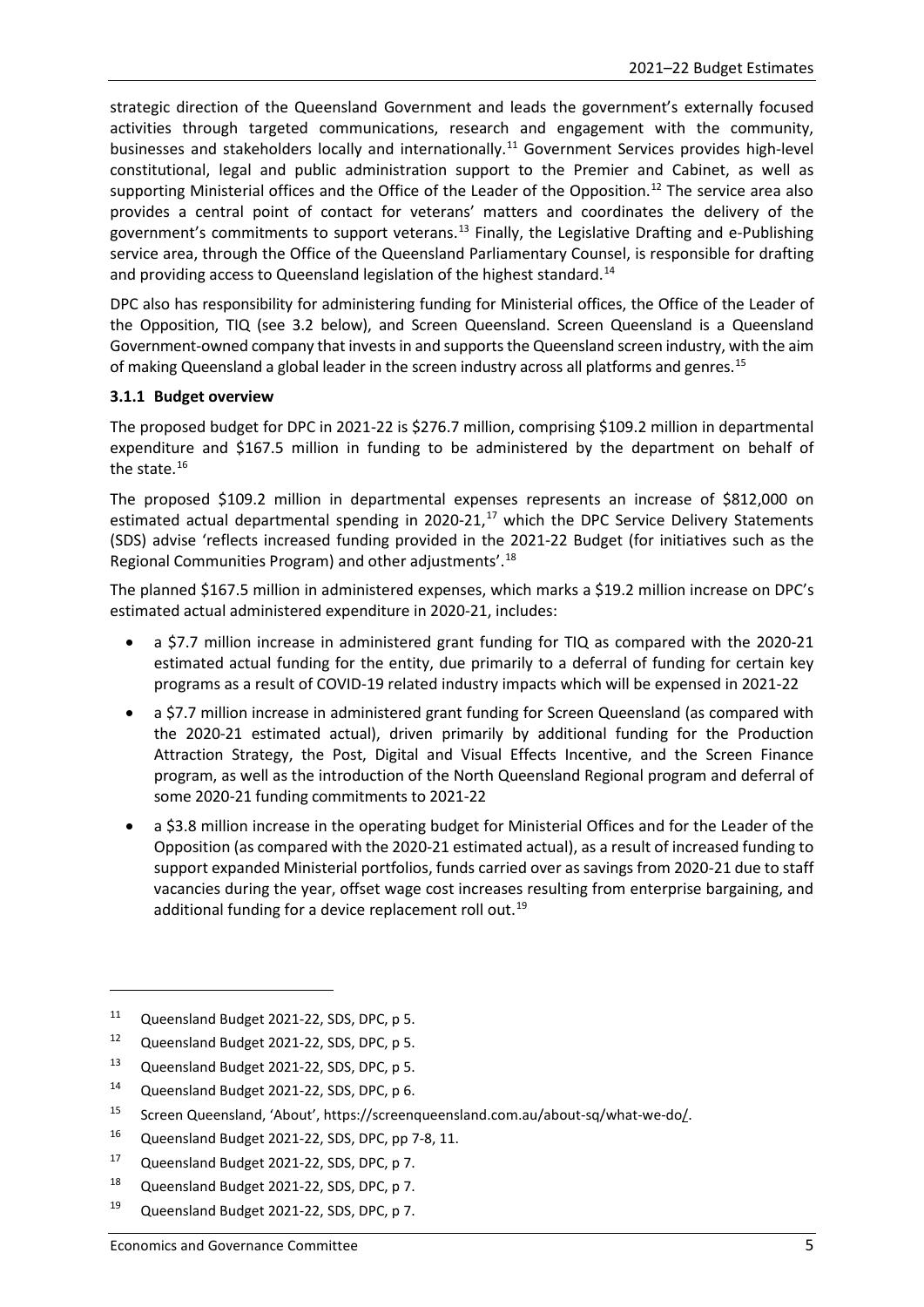strategic direction of the Queensland Government and leads the government's externally focused activities through targeted communications, research and engagement with the community, businesses and stakeholders locally and internationally.[11] Government Services provides high-level constitutional, legal and public administration support to the Premier and Cabinet, as well as supporting Ministerial offices and the Office of the Leader of the Opposition.[12] The service area also provides a central point of contact for veterans' matters and coordinates the delivery of the government's commitments to support veterans.[13] Finally, the Legislative Drafting and e-Publishing service area, through the Office of the Queensland Parliamentary Counsel, is responsible for drafting and providing access to Queensland legislation of the highest standard.[14]

DPC also has responsibility for administering funding for Ministerial offices, the Office of the Leader of the Opposition, TIQ (see 3.2 below), and Screen Queensland. Screen Queensland is a Queensland Government-owned company that invests in and supports the Queensland screen industry, with the aim of making Queensland a global leader in the screen industry across all platforms and genres.[15]

### 3.1.1 Budget overview

The proposed budget for DPC in 2021-22 is $276.7 million, comprising $109.2 million in departmental expenditure and $167.5 million in funding to be administered by the department on behalf of the state.[16]

The proposed $109.2 million in departmental expenses represents an increase of $812,000 on estimated actual departmental spending in 2020-21,[17] which the DPC Service Delivery Statements (SDS) advise 'reflects increased funding provided in the 2021-22 Budget (for initiatives such as the Regional Communities Program) and other adjustments'.[18]

The planned $167.5 million in administered expenses, which marks a $19.2 million increase on DPC's estimated actual administered expenditure in 2020-21, includes:

- a $7.7 million increase in administered grant funding for TIQ as compared with the 2020-21 estimated actual funding for the entity, due primarily to a deferral of funding for certain key programs as a result of COVID-19 related industry impacts which will be expensed in 2021-22
- a $7.7 million increase in administered grant funding for Screen Queensland (as compared with the 2020-21 estimated actual), driven primarily by additional funding for the Production Attraction Strategy, the Post, Digital and Visual Effects Incentive, and the Screen Finance program, as well as the introduction of the North Queensland Regional program and deferral of some 2020-21 funding commitments to 2021-22
- a $3.8 million increase in the operating budget for Ministerial Offices and for the Leader of the Opposition (as compared with the 2020-21 estimated actual), as a result of increased funding to support expanded Ministerial portfolios, funds carried over as savings from 2020-21 due to staff vacancies during the year, offset wage cost increases resulting from enterprise bargaining, and additional funding for a device replacement roll out.[19]

---

[11] Queensland Budget 2021-22, SDS, DPC, p 5.

[12] Queensland Budget 2021-22, SDS, DPC, p 5.

[13] Queensland Budget 2021-22, SDS, DPC, p 5.

[14] Queensland Budget 2021-22, SDS, DPC, p 6.

[15] Screen Queensland, 'About', https://screenqueensland.com.au/about-sq/what-we-do/.

[16] Queensland Budget 2021-22, SDS, DPC, pp 7-8, 11.

[17] Queensland Budget 2021-22, SDS, DPC, p 7.

[18] Queensland Budget 2021-22, SDS, DPC, p 7.

[19] Queensland Budget 2021-22, SDS, DPC, p 7.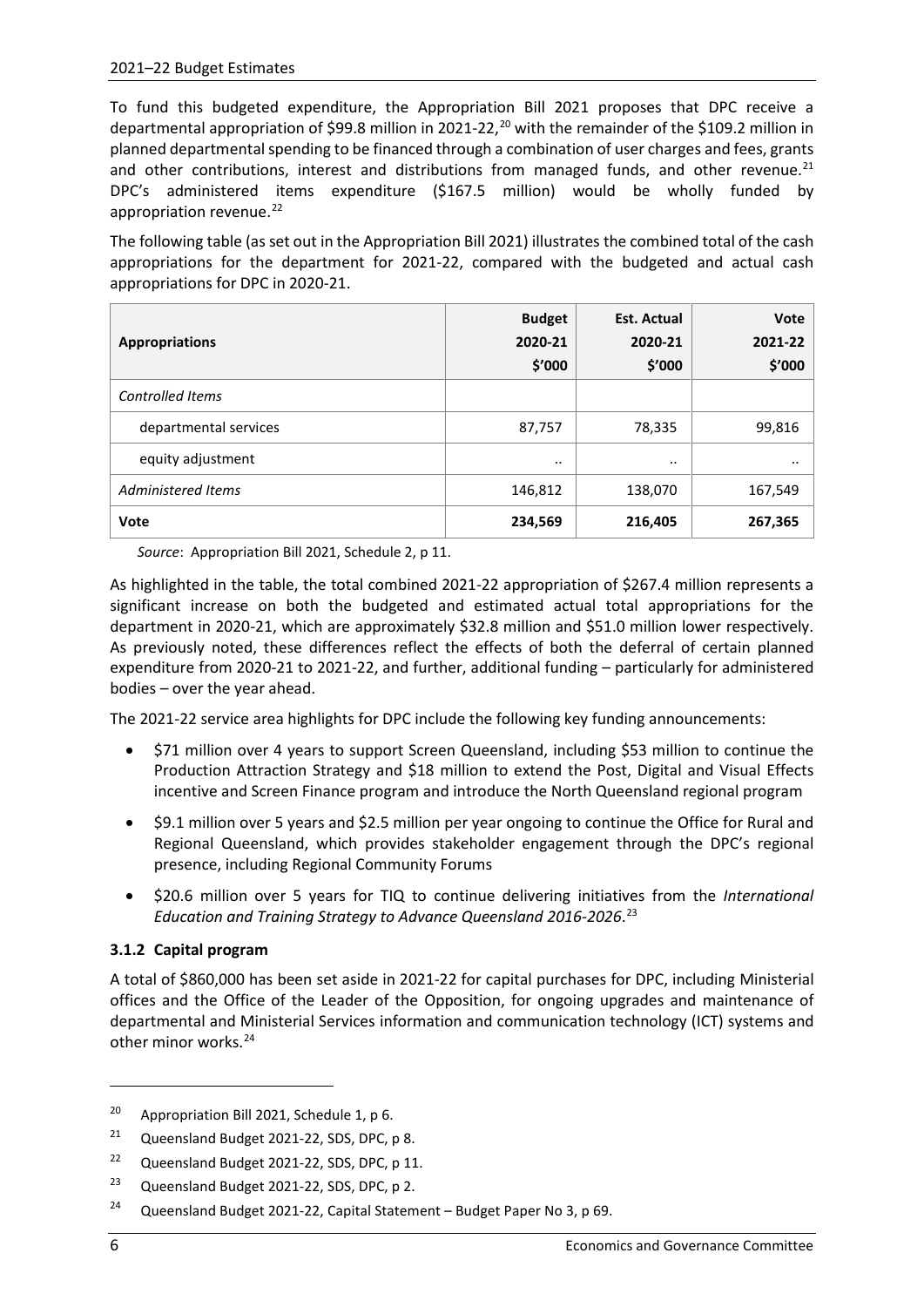To fund this budgeted expenditure, the Appropriation Bill 2021 proposes that DPC receive a departmental appropriation of $99.8 million in 2021-22,[20] with the remainder of the $109.2 million in planned departmental spending to be financed through a combination of user charges and fees, grants and other contributions, interest and distributions from managed funds, and other revenue.[21] DPC's administered items expenditure ($167.5 million) would be wholly funded by appropriation revenue.[22]

The following table (as set out in the Appropriation Bill 2021) illustrates the combined total of the cash appropriations for the department for 2021-22, compared with the budgeted and actual cash appropriations for DPC in 2020-21.

| Appropriations | Budget 2020-21 $'000 | Est. Actual 2020-21 $'000 | Vote 2021-22 $'000 |
|---|---|---|---|
| *Controlled Items* | | | |
| departmental services | 87,757 | 78,335 | 99,816 |
| equity adjustment | .. | .. | .. |
| *Administered Items* | 146,812 | 138,070 | 167,549 |
| **Vote** | **234,569** | **216,405** | **267,365** |

*Source*: Appropriation Bill 2021, Schedule 2, p 11.

As highlighted in the table, the total combined 2021-22 appropriation of $267.4 million represents a significant increase on both the budgeted and estimated actual total appropriations for the department in 2020-21, which are approximately $32.8 million and $51.0 million lower respectively. As previously noted, these differences reflect the effects of both the deferral of certain planned expenditure from 2020-21 to 2021-22, and further, additional funding – particularly for administered bodies – over the year ahead.

The 2021-22 service area highlights for DPC include the following key funding announcements:

- $71 million over 4 years to support Screen Queensland, including $53 million to continue the Production Attraction Strategy and $18 million to extend the Post, Digital and Visual Effects incentive and Screen Finance program and introduce the North Queensland regional program
- $9.1 million over 5 years and $2.5 million per year ongoing to continue the Office for Rural and Regional Queensland, which provides stakeholder engagement through the DPC's regional presence, including Regional Community Forums
- $20.6 million over 5 years for TIQ to continue delivering initiatives from the *International Education and Training Strategy to Advance Queensland 2016-2026*.[23]

### 3.1.2 Capital program

A total of $860,000 has been set aside in 2021-22 for capital purchases for DPC, including Ministerial offices and the Office of the Leader of the Opposition, for ongoing upgrades and maintenance of departmental and Ministerial Services information and communication technology (ICT) systems and other minor works.[24]

---

[20] Appropriation Bill 2021, Schedule 1, p 6.

[21] Queensland Budget 2021-22, SDS, DPC, p 8.

[22] Queensland Budget 2021-22, SDS, DPC, p 11.

[23] Queensland Budget 2021-22, SDS, DPC, p 2.

[24] Queensland Budget 2021-22, Capital Statement – Budget Paper No 3, p 69.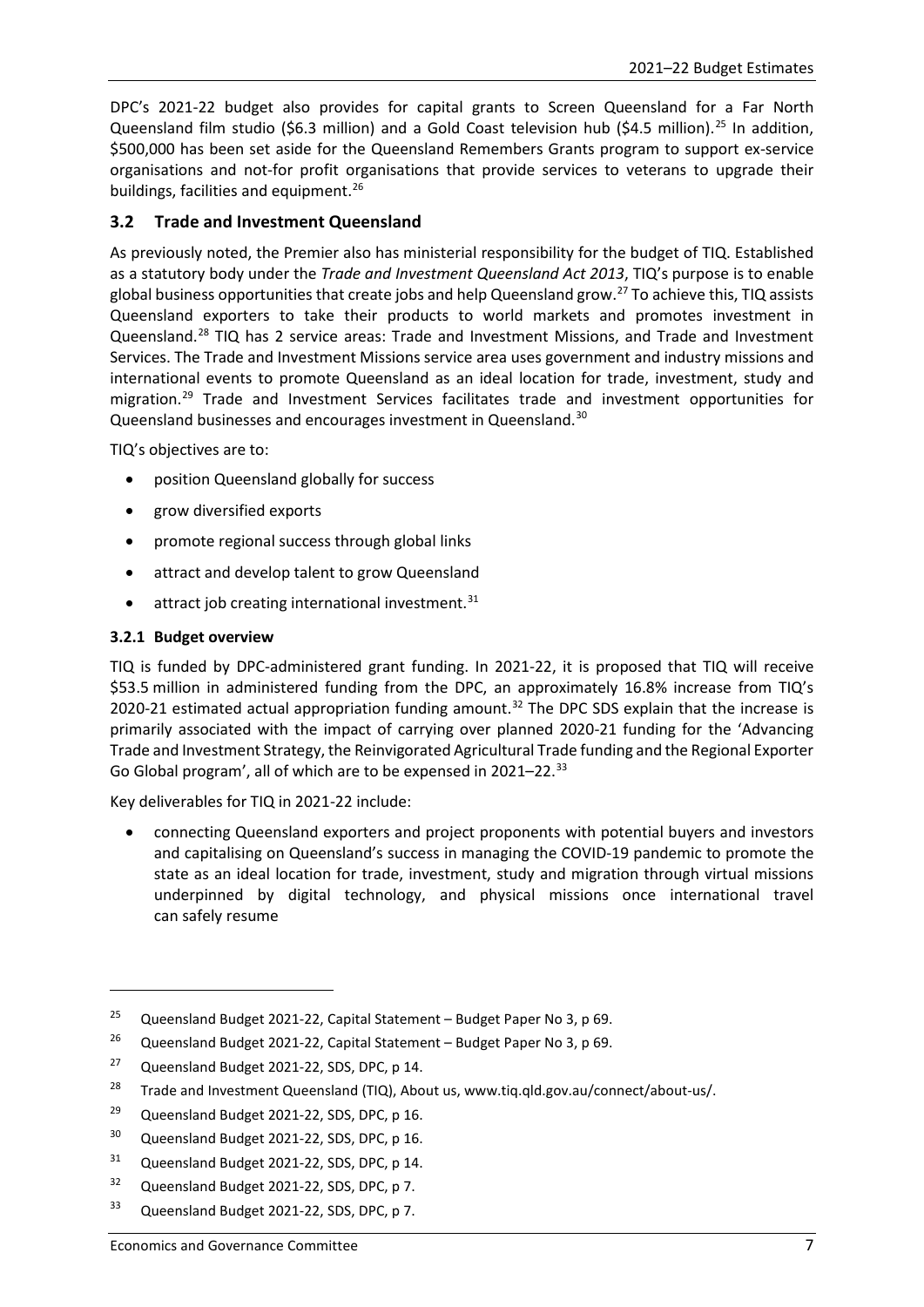DPC's 2021-22 budget also provides for capital grants to Screen Queensland for a Far North Queensland film studio ($6.3 million) and a Gold Coast television hub ($4.5 million).[25] In addition, $500,000 has been set aside for the Queensland Remembers Grants program to support ex-service organisations and not-for profit organisations that provide services to veterans to upgrade their buildings, facilities and equipment.[26]

## 3.2 Trade and Investment Queensland

As previously noted, the Premier also has ministerial responsibility for the budget of TIQ. Established as a statutory body under the *Trade and Investment Queensland Act 2013*, TIQ's purpose is to enable global business opportunities that create jobs and help Queensland grow.[27] To achieve this, TIQ assists Queensland exporters to take their products to world markets and promotes investment in Queensland.[28] TIQ has 2 service areas: Trade and Investment Missions, and Trade and Investment Services. The Trade and Investment Missions service area uses government and industry missions and international events to promote Queensland as an ideal location for trade, investment, study and migration.[29] Trade and Investment Services facilitates trade and investment opportunities for Queensland businesses and encourages investment in Queensland.[30]

TIQ's objectives are to:

- position Queensland globally for success
- grow diversified exports
- promote regional success through global links
- attract and develop talent to grow Queensland
- attract job creating international investment.[31]

### 3.2.1 Budget overview

TIQ is funded by DPC-administered grant funding. In 2021-22, it is proposed that TIQ will receive $53.5 million in administered funding from the DPC, an approximately 16.8% increase from TIQ's 2020-21 estimated actual appropriation funding amount.[32] The DPC SDS explain that the increase is primarily associated with the impact of carrying over planned 2020-21 funding for the 'Advancing Trade and Investment Strategy, the Reinvigorated Agricultural Trade funding and the Regional Exporter Go Global program', all of which are to be expensed in 2021–22.[33]

Key deliverables for TIQ in 2021-22 include:

- connecting Queensland exporters and project proponents with potential buyers and investors and capitalising on Queensland's success in managing the COVID-19 pandemic to promote the state as an ideal location for trade, investment, study and migration through virtual missions underpinned by digital technology, and physical missions once international travel can safely resume

---

[25] Queensland Budget 2021-22, Capital Statement – Budget Paper No 3, p 69.

[26] Queensland Budget 2021-22, Capital Statement – Budget Paper No 3, p 69.

[27] Queensland Budget 2021-22, SDS, DPC, p 14.

[28] Trade and Investment Queensland (TIQ), About us, www.tiq.qld.gov.au/connect/about-us/.

[29] Queensland Budget 2021-22, SDS, DPC, p 16.

[30] Queensland Budget 2021-22, SDS, DPC, p 16.

[31] Queensland Budget 2021-22, SDS, DPC, p 14.

[32] Queensland Budget 2021-22, SDS, DPC, p 7.

[33] Queensland Budget 2021-22, SDS, DPC, p 7.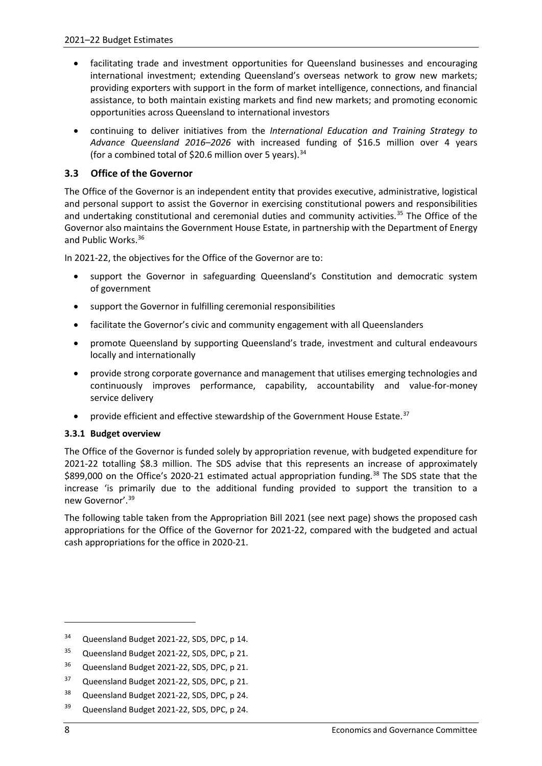- facilitating trade and investment opportunities for Queensland businesses and encouraging international investment; extending Queensland's overseas network to grow new markets; providing exporters with support in the form of market intelligence, connections, and financial assistance, to both maintain existing markets and find new markets; and promoting economic opportunities across Queensland to international investors
- continuing to deliver initiatives from the *International Education and Training Strategy to Advance Queensland 2016–2026* with increased funding of $16.5 million over 4 years (for a combined total of $20.6 million over 5 years).[34]

## 3.3 Office of the Governor

The Office of the Governor is an independent entity that provides executive, administrative, logistical and personal support to assist the Governor in exercising constitutional powers and responsibilities and undertaking constitutional and ceremonial duties and community activities.[35] The Office of the Governor also maintains the Government House Estate, in partnership with the Department of Energy and Public Works.[36]

In 2021-22, the objectives for the Office of the Governor are to:

- support the Governor in safeguarding Queensland's Constitution and democratic system of government
- support the Governor in fulfilling ceremonial responsibilities
- facilitate the Governor's civic and community engagement with all Queenslanders
- promote Queensland by supporting Queensland's trade, investment and cultural endeavours locally and internationally
- provide strong corporate governance and management that utilises emerging technologies and continuously improves performance, capability, accountability and value-for-money service delivery
- provide efficient and effective stewardship of the Government House Estate.[37]

### 3.3.1 Budget overview

The Office of the Governor is funded solely by appropriation revenue, with budgeted expenditure for 2021-22 totalling $8.3 million. The SDS advise that this represents an increase of approximately $899,000 on the Office's 2020-21 estimated actual appropriation funding.[38] The SDS state that the increase 'is primarily due to the additional funding provided to support the transition to a new Governor'.[39]

The following table taken from the Appropriation Bill 2021 (see next page) shows the proposed cash appropriations for the Office of the Governor for 2021-22, compared with the budgeted and actual cash appropriations for the office in 2020-21.

---

[34] Queensland Budget 2021-22, SDS, DPC, p 14.

[35] Queensland Budget 2021-22, SDS, DPC, p 21.

[36] Queensland Budget 2021-22, SDS, DPC, p 21.

[37] Queensland Budget 2021-22, SDS, DPC, p 21.

[38] Queensland Budget 2021-22, SDS, DPC, p 24.

[39] Queensland Budget 2021-22, SDS, DPC, p 24.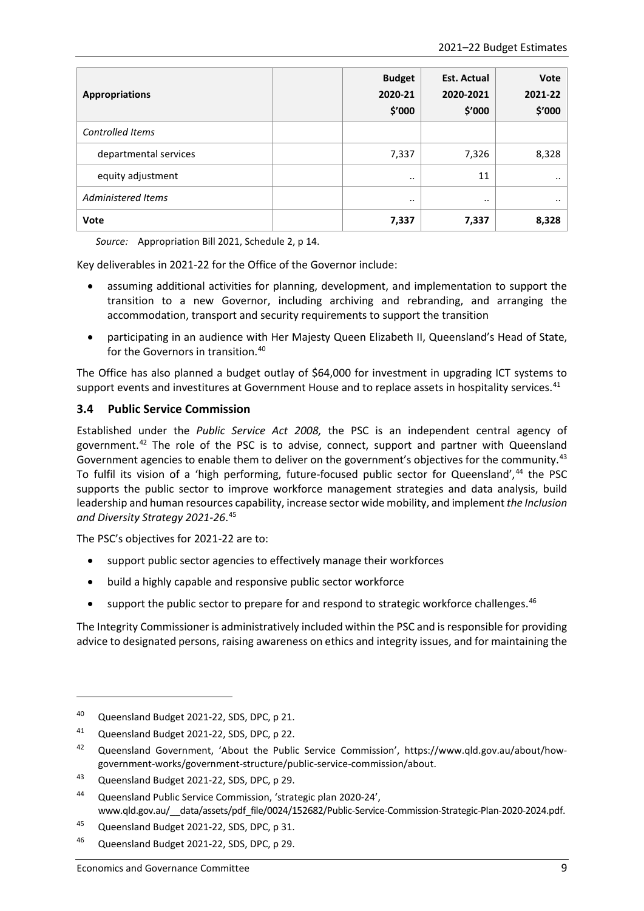| Appropriations | | Budget 2020-21 $'000 | Est. Actual 2020-2021 $'000 | Vote 2021-22 $'000 |
|---|---|---|---|---|
| *Controlled Items* | | | | |
| departmental services | | 7,337 | 7,326 | 8,328 |
| equity adjustment | | .. | 11 | .. |
| *Administered Items* | | .. | .. | .. |
| **Vote** | | **7,337** | **7,337** | **8,328** |

*Source:* Appropriation Bill 2021, Schedule 2, p 14.

Key deliverables in 2021-22 for the Office of the Governor include:

- assuming additional activities for planning, development, and implementation to support the transition to a new Governor, including archiving and rebranding, and arranging the accommodation, transport and security requirements to support the transition
- participating in an audience with Her Majesty Queen Elizabeth II, Queensland's Head of State, for the Governors in transition.[40]

The Office has also planned a budget outlay of $64,000 for investment in upgrading ICT systems to support events and investitures at Government House and to replace assets in hospitality services.[41]

### 3.4 Public Service Commission

Established under the *Public Service Act 2008,* the PSC is an independent central agency of government.[42] The role of the PSC is to advise, connect, support and partner with Queensland Government agencies to enable them to deliver on the government's objectives for the community.[43] To fulfil its vision of a 'high performing, future-focused public sector for Queensland',[44] the PSC supports the public sector to improve workforce management strategies and data analysis, build leadership and human resources capability, increase sector wide mobility, and implement *the Inclusion and Diversity Strategy 2021-26*.[45]

The PSC's objectives for 2021-22 are to:

- support public sector agencies to effectively manage their workforces
- build a highly capable and responsive public sector workforce
- support the public sector to prepare for and respond to strategic workforce challenges.[46]

The Integrity Commissioner is administratively included within the PSC and is responsible for providing advice to designated persons, raising awareness on ethics and integrity issues, and for maintaining the

---

[40] Queensland Budget 2021-22, SDS, DPC, p 21.

[41] Queensland Budget 2021-22, SDS, DPC, p 22.

[42] Queensland Government, 'About the Public Service Commission', https://www.qld.gov.au/about/how-government-works/government-structure/public-service-commission/about.

[43] Queensland Budget 2021-22, SDS, DPC, p 29.

[44] Queensland Public Service Commission, 'strategic plan 2020-24', www.qld.gov.au/__data/assets/pdf_file/0024/152682/Public-Service-Commission-Strategic-Plan-2020-2024.pdf.

[45] Queensland Budget 2021-22, SDS, DPC, p 31.

[46] Queensland Budget 2021-22, SDS, DPC, p 29.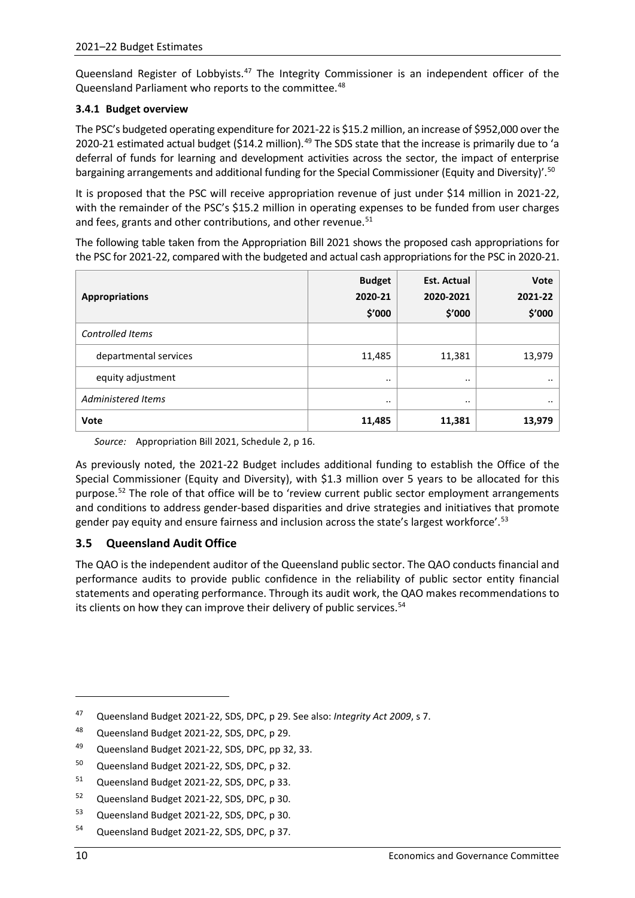Queensland Register of Lobbyists.[47] The Integrity Commissioner is an independent officer of the Queensland Parliament who reports to the committee.[48]

### 3.4.1 Budget overview

The PSC's budgeted operating expenditure for 2021-22 is $15.2 million, an increase of $952,000 over the 2020-21 estimated actual budget ($14.2 million).[49] The SDS state that the increase is primarily due to 'a deferral of funds for learning and development activities across the sector, the impact of enterprise bargaining arrangements and additional funding for the Special Commissioner (Equity and Diversity)'.[50]

It is proposed that the PSC will receive appropriation revenue of just under $14 million in 2021-22, with the remainder of the PSC's $15.2 million in operating expenses to be funded from user charges and fees, grants and other contributions, and other revenue.[51]

The following table taken from the Appropriation Bill 2021 shows the proposed cash appropriations for the PSC for 2021-22, compared with the budgeted and actual cash appropriations for the PSC in 2020-21.

| **Appropriations** | **Budget 2020-21 $'000** | **Est. Actual 2020-2021 $'000** | **Vote 2021-22 $'000** |
|---|---|---|---|
| *Controlled Items* | | | |
| departmental services | 11,485 | 11,381 | 13,979 |
| equity adjustment | .. | .. | .. |
| *Administered Items* | .. | .. | .. |
| **Vote** | **11,485** | **11,381** | **13,979** |

*Source:* Appropriation Bill 2021, Schedule 2, p 16.

As previously noted, the 2021-22 Budget includes additional funding to establish the Office of the Special Commissioner (Equity and Diversity), with $1.3 million over 5 years to be allocated for this purpose.[52] The role of that office will be to 'review current public sector employment arrangements and conditions to address gender-based disparities and drive strategies and initiatives that promote gender pay equity and ensure fairness and inclusion across the state's largest workforce'.[53]

## 3.5 Queensland Audit Office

The QAO is the independent auditor of the Queensland public sector. The QAO conducts financial and performance audits to provide public confidence in the reliability of public sector entity financial statements and operating performance. Through its audit work, the QAO makes recommendations to its clients on how they can improve their delivery of public services.[54]

---

[47] Queensland Budget 2021-22, SDS, DPC, p 29. See also: *Integrity Act 2009*, s 7.

[48] Queensland Budget 2021-22, SDS, DPC, p 29.

[49] Queensland Budget 2021-22, SDS, DPC, pp 32, 33.

[50] Queensland Budget 2021-22, SDS, DPC, p 32.

[51] Queensland Budget 2021-22, SDS, DPC, p 33.

[52] Queensland Budget 2021-22, SDS, DPC, p 30.

[53] Queensland Budget 2021-22, SDS, DPC, p 30.

[54] Queensland Budget 2021-22, SDS, DPC, p 37.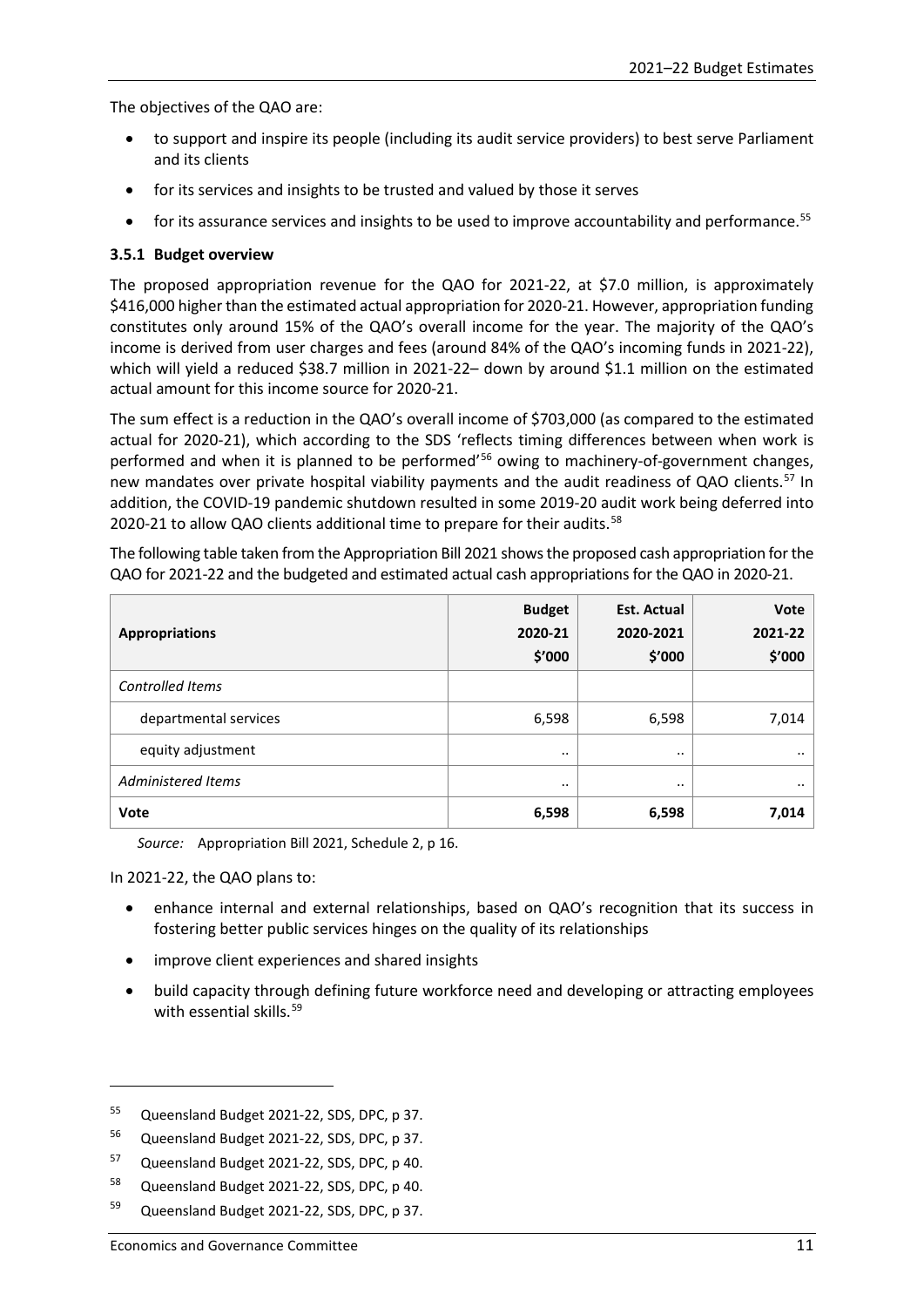The objectives of the QAO are:

- to support and inspire its people (including its audit service providers) to best serve Parliament and its clients
- for its services and insights to be trusted and valued by those it serves
- for its assurance services and insights to be used to improve accountability and performance.[55]

### 3.5.1 Budget overview

The proposed appropriation revenue for the QAO for 2021-22, at $7.0 million, is approximately $416,000 higher than the estimated actual appropriation for 2020-21. However, appropriation funding constitutes only around 15% of the QAO's overall income for the year. The majority of the QAO's income is derived from user charges and fees (around 84% of the QAO's incoming funds in 2021-22), which will yield a reduced $38.7 million in 2021-22– down by around $1.1 million on the estimated actual amount for this income source for 2020-21.

The sum effect is a reduction in the QAO's overall income of $703,000 (as compared to the estimated actual for 2020-21), which according to the SDS 'reflects timing differences between when work is performed and when it is planned to be performed'[56] owing to machinery-of-government changes, new mandates over private hospital viability payments and the audit readiness of QAO clients.[57] In addition, the COVID-19 pandemic shutdown resulted in some 2019-20 audit work being deferred into 2020-21 to allow QAO clients additional time to prepare for their audits.[58]

The following table taken from the Appropriation Bill 2021 shows the proposed cash appropriation for the QAO for 2021-22 and the budgeted and estimated actual cash appropriations for the QAO in 2020-21.

| Appropriations | Budget 2020-21 $'000 | Est. Actual 2020-2021 $'000 | Vote 2021-22 $'000 |
|---|---|---|---|
| *Controlled Items* | | | |
| departmental services | 6,598 | 6,598 | 7,014 |
| equity adjustment | .. | .. | .. |
| *Administered Items* | .. | .. | .. |
| **Vote** | **6,598** | **6,598** | **7,014** |

*Source:* Appropriation Bill 2021, Schedule 2, p 16.

In 2021-22, the QAO plans to:

- enhance internal and external relationships, based on QAO's recognition that its success in fostering better public services hinges on the quality of its relationships
- improve client experiences and shared insights
- build capacity through defining future workforce need and developing or attracting employees with essential skills.[59]

---

[55] Queensland Budget 2021-22, SDS, DPC, p 37.

[56] Queensland Budget 2021-22, SDS, DPC, p 37.

[57] Queensland Budget 2021-22, SDS, DPC, p 40.

[58] Queensland Budget 2021-22, SDS, DPC, p 40.

[59] Queensland Budget 2021-22, SDS, DPC, p 37.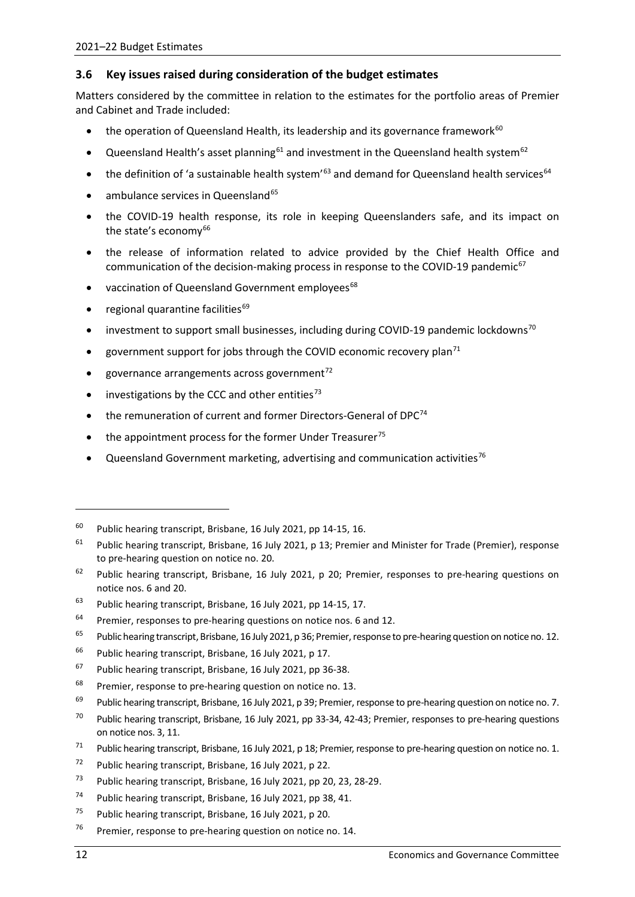### 3.6 Key issues raised during consideration of the budget estimates

Matters considered by the committee in relation to the estimates for the portfolio areas of Premier and Cabinet and Trade included:

- the operation of Queensland Health, its leadership and its governance framework[60]
- Queensland Health's asset planning[61] and investment in the Queensland health system[62]
- the definition of 'a sustainable health system'[63] and demand for Queensland health services[64]
- ambulance services in Queensland[65]
- the COVID-19 health response, its role in keeping Queenslanders safe, and its impact on the state's economy[66]
- the release of information related to advice provided by the Chief Health Office and communication of the decision-making process in response to the COVID-19 pandemic[67]
- vaccination of Queensland Government employees[68]
- regional quarantine facilities[69]
- investment to support small businesses, including during COVID-19 pandemic lockdowns[70]
- government support for jobs through the COVID economic recovery plan[71]
- governance arrangements across government[72]
- investigations by the CCC and other entities[73]
- the remuneration of current and former Directors-General of DPC[74]
- the appointment process for the former Under Treasurer[75]
- Queensland Government marketing, advertising and communication activities[76]

---

[60] Public hearing transcript, Brisbane, 16 July 2021, pp 14-15, 16.

[61] Public hearing transcript, Brisbane, 16 July 2021, p 13; Premier and Minister for Trade (Premier), response to pre-hearing question on notice no. 20.

[62] Public hearing transcript, Brisbane, 16 July 2021, p 20; Premier, responses to pre-hearing questions on notice nos. 6 and 20.

[63] Public hearing transcript, Brisbane, 16 July 2021, pp 14-15, 17.

[64] Premier, responses to pre-hearing questions on notice nos. 6 and 12.

[65] Public hearing transcript, Brisbane, 16 July 2021, p 36; Premier, response to pre-hearing question on notice no. 12.

[66] Public hearing transcript, Brisbane, 16 July 2021, p 17.

[67] Public hearing transcript, Brisbane, 16 July 2021, pp 36-38.

[68] Premier, response to pre-hearing question on notice no. 13.

[69] Public hearing transcript, Brisbane, 16 July 2021, p 39; Premier, response to pre-hearing question on notice no. 7.

[70] Public hearing transcript, Brisbane, 16 July 2021, pp 33-34, 42-43; Premier, responses to pre-hearing questions on notice nos. 3, 11.

[71] Public hearing transcript, Brisbane, 16 July 2021, p 18; Premier, response to pre-hearing question on notice no. 1.

[72] Public hearing transcript, Brisbane, 16 July 2021, p 22.

[73] Public hearing transcript, Brisbane, 16 July 2021, pp 20, 23, 28-29.

[74] Public hearing transcript, Brisbane, 16 July 2021, pp 38, 41.

[75] Public hearing transcript, Brisbane, 16 July 2021, p 20.

[76] Premier, response to pre-hearing question on notice no. 14.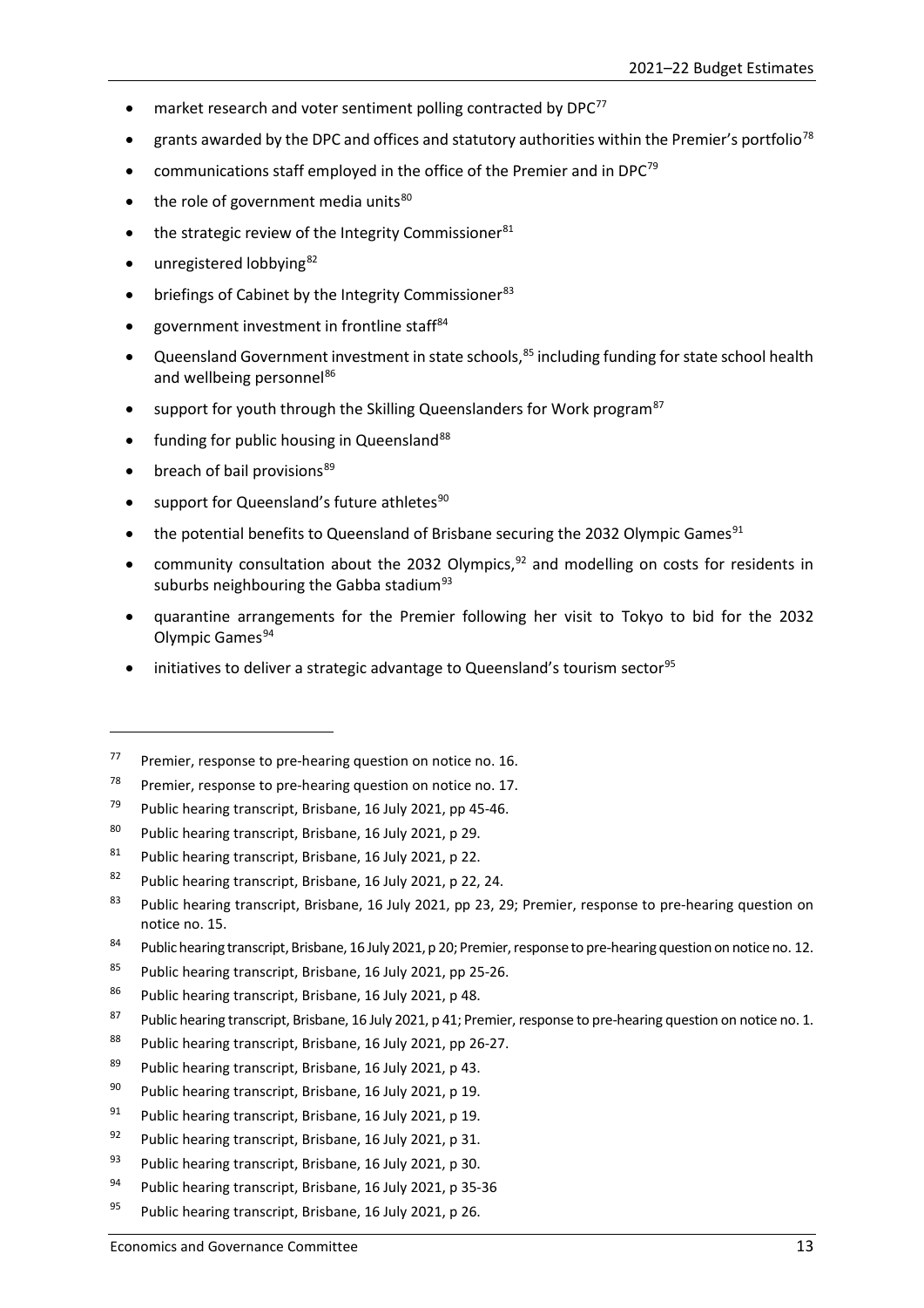- market research and voter sentiment polling contracted by DPC[77]
- grants awarded by the DPC and offices and statutory authorities within the Premier's portfolio[78]
- communications staff employed in the office of the Premier and in DPC[79]
- the role of government media units[80]
- the strategic review of the Integrity Commissioner[81]
- unregistered lobbying[82]
- briefings of Cabinet by the Integrity Commissioner[83]
- government investment in frontline staff[84]
- Queensland Government investment in state schools,[85] including funding for state school health and wellbeing personnel[86]
- support for youth through the Skilling Queenslanders for Work program[87]
- funding for public housing in Queensland[88]
- breach of bail provisions[89]
- support for Queensland's future athletes[90]
- the potential benefits to Queensland of Brisbane securing the 2032 Olympic Games[91]
- community consultation about the 2032 Olympics,[92] and modelling on costs for residents in suburbs neighbouring the Gabba stadium[93]
- quarantine arrangements for the Premier following her visit to Tokyo to bid for the 2032 Olympic Games[94]
- initiatives to deliver a strategic advantage to Queensland's tourism sector[95]

---

[77] Premier, response to pre-hearing question on notice no. 16.

[78] Premier, response to pre-hearing question on notice no. 17.

[79] Public hearing transcript, Brisbane, 16 July 2021, pp 45-46.

[80] Public hearing transcript, Brisbane, 16 July 2021, p 29.

[81] Public hearing transcript, Brisbane, 16 July 2021, p 22.

[82] Public hearing transcript, Brisbane, 16 July 2021, p 22, 24.

[83] Public hearing transcript, Brisbane, 16 July 2021, pp 23, 29; Premier, response to pre-hearing question on notice no. 15.

[84] Public hearing transcript, Brisbane, 16 July 2021, p 20; Premier, response to pre-hearing question on notice no. 12.

[85] Public hearing transcript, Brisbane, 16 July 2021, pp 25-26.

[86] Public hearing transcript, Brisbane, 16 July 2021, p 48.

[87] Public hearing transcript, Brisbane, 16 July 2021, p 41; Premier, response to pre-hearing question on notice no. 1.

[88] Public hearing transcript, Brisbane, 16 July 2021, pp 26-27.

[89] Public hearing transcript, Brisbane, 16 July 2021, p 43.

[90] Public hearing transcript, Brisbane, 16 July 2021, p 19.

[91] Public hearing transcript, Brisbane, 16 July 2021, p 19.

[92] Public hearing transcript, Brisbane, 16 July 2021, p 31.

[93] Public hearing transcript, Brisbane, 16 July 2021, p 30.

[94] Public hearing transcript, Brisbane, 16 July 2021, p 35-36

[95] Public hearing transcript, Brisbane, 16 July 2021, p 26.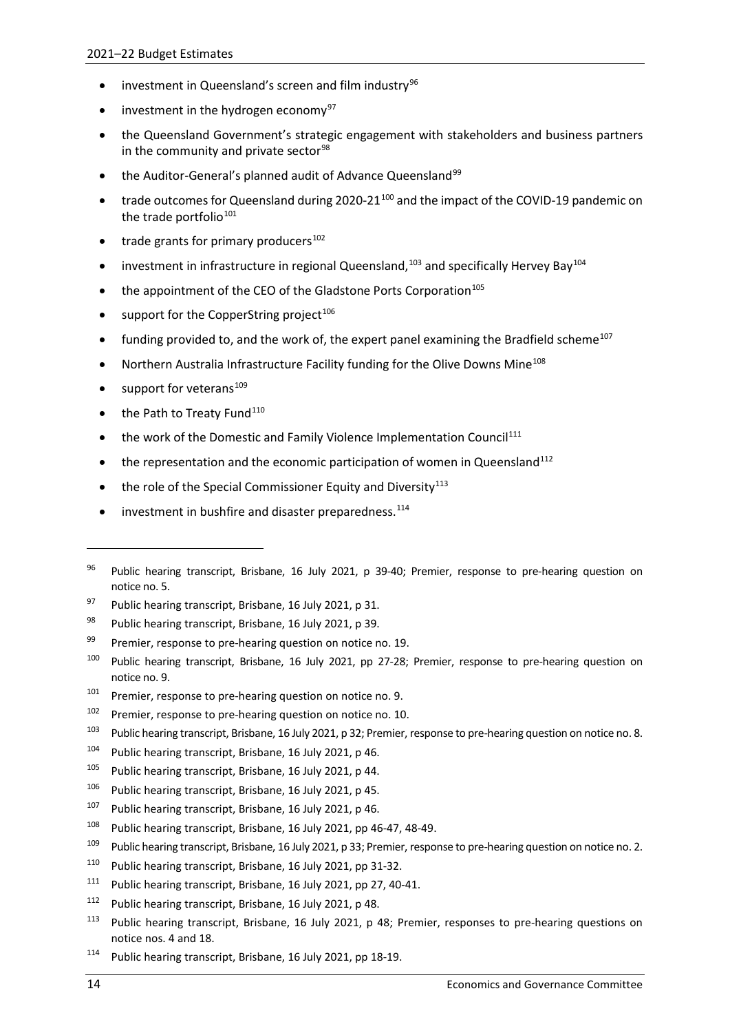- investment in Queensland's screen and film industry[96]
- investment in the hydrogen economy[97]
- the Queensland Government's strategic engagement with stakeholders and business partners in the community and private sector[98]
- the Auditor-General's planned audit of Advance Queensland[99]
- trade outcomes for Queensland during 2020-21[100] and the impact of the COVID-19 pandemic on the trade portfolio[101]
- trade grants for primary producers[102]
- investment in infrastructure in regional Queensland,[103] and specifically Hervey Bay[104]
- the appointment of the CEO of the Gladstone Ports Corporation[105]
- support for the CopperString project[106]
- funding provided to, and the work of, the expert panel examining the Bradfield scheme[107]
- Northern Australia Infrastructure Facility funding for the Olive Downs Mine[108]
- support for veterans[109]
- the Path to Treaty Fund[110]
- the work of the Domestic and Family Violence Implementation Council[111]
- the representation and the economic participation of women in Queensland[112]
- the role of the Special Commissioner Equity and Diversity[113]
- investment in bushfire and disaster preparedness.[114]

---

[96] Public hearing transcript, Brisbane, 16 July 2021, p 39-40; Premier, response to pre-hearing question on notice no. 5.

[97] Public hearing transcript, Brisbane, 16 July 2021, p 31.

[98] Public hearing transcript, Brisbane, 16 July 2021, p 39.

[99] Premier, response to pre-hearing question on notice no. 19.

[100] Public hearing transcript, Brisbane, 16 July 2021, pp 27-28; Premier, response to pre-hearing question on notice no. 9.

[101] Premier, response to pre-hearing question on notice no. 9.

[102] Premier, response to pre-hearing question on notice no. 10.

[103] Public hearing transcript, Brisbane, 16 July 2021, p 32; Premier, response to pre-hearing question on notice no. 8.

[104] Public hearing transcript, Brisbane, 16 July 2021, p 46.

[105] Public hearing transcript, Brisbane, 16 July 2021, p 44.

[106] Public hearing transcript, Brisbane, 16 July 2021, p 45.

[107] Public hearing transcript, Brisbane, 16 July 2021, p 46.

[108] Public hearing transcript, Brisbane, 16 July 2021, pp 46-47, 48-49.

[109] Public hearing transcript, Brisbane, 16 July 2021, p 33; Premier, response to pre-hearing question on notice no. 2.

[110] Public hearing transcript, Brisbane, 16 July 2021, pp 31-32.

[111] Public hearing transcript, Brisbane, 16 July 2021, pp 27, 40-41.

[112] Public hearing transcript, Brisbane, 16 July 2021, p 48.

[113] Public hearing transcript, Brisbane, 16 July 2021, p 48; Premier, responses to pre-hearing questions on notice nos. 4 and 18.

[114] Public hearing transcript, Brisbane, 16 July 2021, pp 18-19.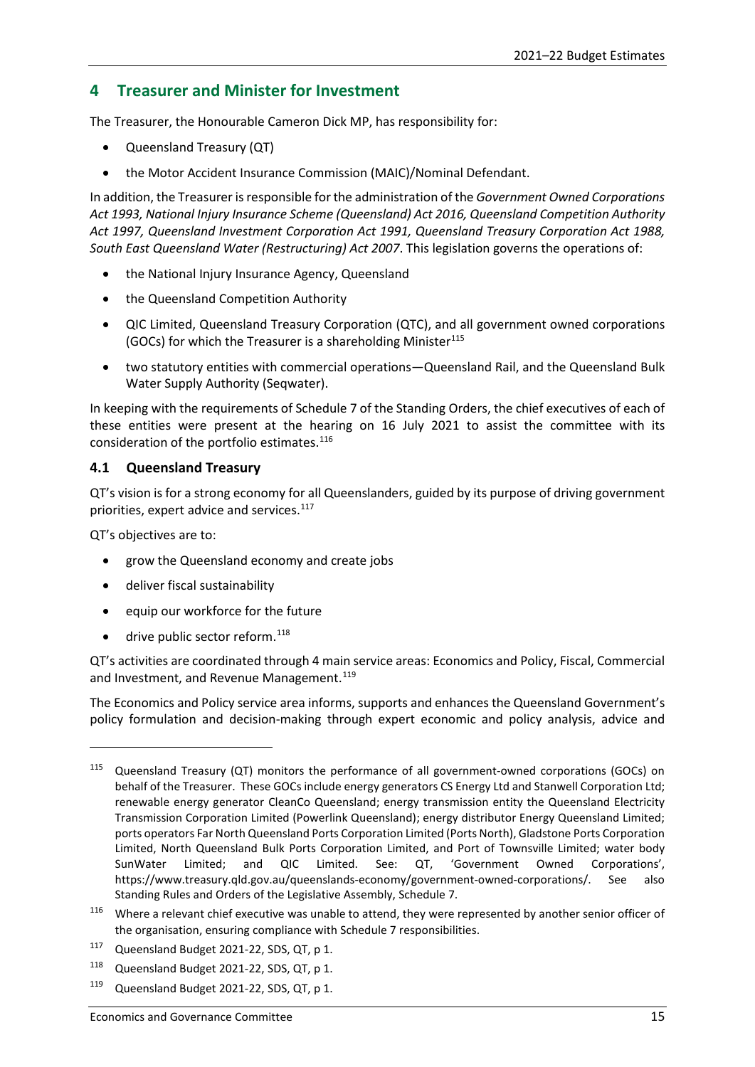## 4 Treasurer and Minister for Investment

The Treasurer, the Honourable Cameron Dick MP, has responsibility for:

- Queensland Treasury (QT)
- the Motor Accident Insurance Commission (MAIC)/Nominal Defendant.

In addition, the Treasurer is responsible for the administration of the *Government Owned Corporations Act 1993, National Injury Insurance Scheme (Queensland) Act 2016, Queensland Competition Authority Act 1997, Queensland Investment Corporation Act 1991, Queensland Treasury Corporation Act 1988, South East Queensland Water (Restructuring) Act 2007*. This legislation governs the operations of:

- the National Injury Insurance Agency, Queensland
- the Queensland Competition Authority
- QIC Limited, Queensland Treasury Corporation (QTC), and all government owned corporations (GOCs) for which the Treasurer is a shareholding Minister[115]
- two statutory entities with commercial operations—Queensland Rail, and the Queensland Bulk Water Supply Authority (Seqwater).

In keeping with the requirements of Schedule 7 of the Standing Orders, the chief executives of each of these entities were present at the hearing on 16 July 2021 to assist the committee with its consideration of the portfolio estimates.[116]

### 4.1 Queensland Treasury

QT's vision is for a strong economy for all Queenslanders, guided by its purpose of driving government priorities, expert advice and services.[117]

QT's objectives are to:

- grow the Queensland economy and create jobs
- deliver fiscal sustainability
- equip our workforce for the future
- drive public sector reform.[118]

QT's activities are coordinated through 4 main service areas: Economics and Policy, Fiscal, Commercial and Investment, and Revenue Management.[119]

The Economics and Policy service area informs, supports and enhances the Queensland Government's policy formulation and decision-making through expert economic and policy analysis, advice and

---

[115] Queensland Treasury (QT) monitors the performance of all government-owned corporations (GOCs) on behalf of the Treasurer. These GOCs include energy generators CS Energy Ltd and Stanwell Corporation Ltd; renewable energy generator CleanCo Queensland; energy transmission entity the Queensland Electricity Transmission Corporation Limited (Powerlink Queensland); energy distributor Energy Queensland Limited; ports operators Far North Queensland Ports Corporation Limited (Ports North), Gladstone Ports Corporation Limited, North Queensland Bulk Ports Corporation Limited, and Port of Townsville Limited; water body SunWater Limited; and QIC Limited. See: QT, 'Government Owned Corporations', https://www.treasury.qld.gov.au/queenslands-economy/government-owned-corporations/. See also Standing Rules and Orders of the Legislative Assembly, Schedule 7.

[116] Where a relevant chief executive was unable to attend, they were represented by another senior officer of the organisation, ensuring compliance with Schedule 7 responsibilities.

[117] Queensland Budget 2021-22, SDS, QT, p 1.

[118] Queensland Budget 2021-22, SDS, QT, p 1.

[119] Queensland Budget 2021-22, SDS, QT, p 1.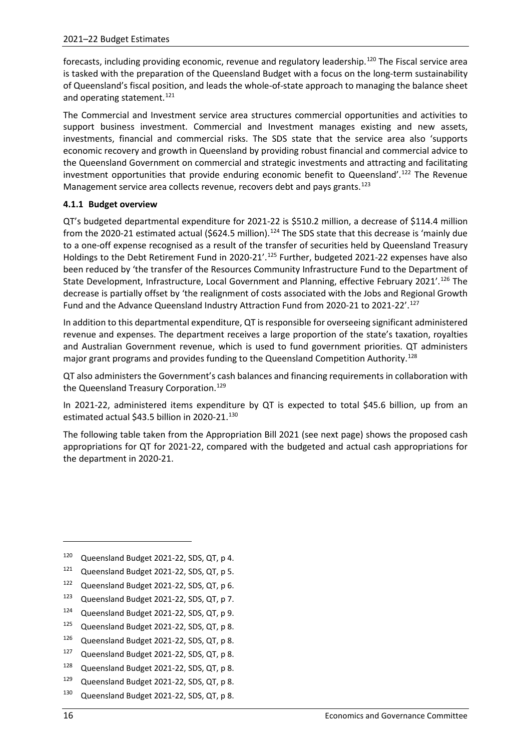forecasts, including providing economic, revenue and regulatory leadership.[120] The Fiscal service area is tasked with the preparation of the Queensland Budget with a focus on the long-term sustainability of Queensland's fiscal position, and leads the whole-of-state approach to managing the balance sheet and operating statement.[121]

The Commercial and Investment service area structures commercial opportunities and activities to support business investment. Commercial and Investment manages existing and new assets, investments, financial and commercial risks. The SDS state that the service area also 'supports economic recovery and growth in Queensland by providing robust financial and commercial advice to the Queensland Government on commercial and strategic investments and attracting and facilitating investment opportunities that provide enduring economic benefit to Queensland'.[122] The Revenue Management service area collects revenue, recovers debt and pays grants.[123]

### 4.1.1 Budget overview

QT's budgeted departmental expenditure for 2021-22 is $510.2 million, a decrease of $114.4 million from the 2020-21 estimated actual ($624.5 million).[124] The SDS state that this decrease is 'mainly due to a one-off expense recognised as a result of the transfer of securities held by Queensland Treasury Holdings to the Debt Retirement Fund in 2020-21'.[125] Further, budgeted 2021-22 expenses have also been reduced by 'the transfer of the Resources Community Infrastructure Fund to the Department of State Development, Infrastructure, Local Government and Planning, effective February 2021'.[126] The decrease is partially offset by 'the realignment of costs associated with the Jobs and Regional Growth Fund and the Advance Queensland Industry Attraction Fund from 2020-21 to 2021-22'.[127]

In addition to this departmental expenditure, QT is responsible for overseeing significant administered revenue and expenses. The department receives a large proportion of the state's taxation, royalties and Australian Government revenue, which is used to fund government priorities. QT administers major grant programs and provides funding to the Queensland Competition Authority.[128]

QT also administers the Government's cash balances and financing requirements in collaboration with the Queensland Treasury Corporation.[129]

In 2021-22, administered items expenditure by QT is expected to total $45.6 billion, up from an estimated actual $43.5 billion in 2020-21.[130]

The following table taken from the Appropriation Bill 2021 (see next page) shows the proposed cash appropriations for QT for 2021-22, compared with the budgeted and actual cash appropriations for the department in 2020-21.

---

[120] Queensland Budget 2021-22, SDS, QT, p 4.

[121] Queensland Budget 2021-22, SDS, QT, p 5.

[122] Queensland Budget 2021-22, SDS, QT, p 6.

[123] Queensland Budget 2021-22, SDS, QT, p 7.

[124] Queensland Budget 2021-22, SDS, QT, p 9.

[125] Queensland Budget 2021-22, SDS, QT, p 8.

[126] Queensland Budget 2021-22, SDS, QT, p 8.

[127] Queensland Budget 2021-22, SDS, QT, p 8.

[128] Queensland Budget 2021-22, SDS, QT, p 8.

[129] Queensland Budget 2021-22, SDS, QT, p 8.

[130] Queensland Budget 2021-22, SDS, QT, p 8.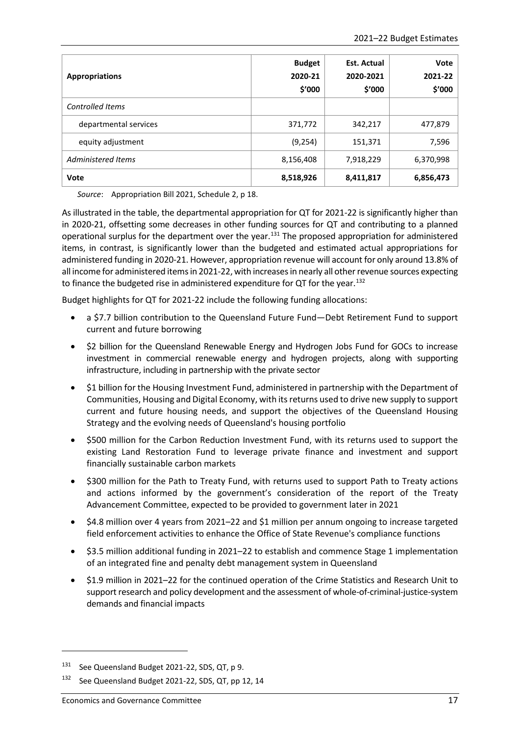| Appropriations | Budget 2020-21 $'000 | Est. Actual 2020-2021 $'000 | Vote 2021-22 $'000 |
|---|---|---|---|
| *Controlled Items* | | | |
| departmental services | 371,772 | 342,217 | 477,879 |
| equity adjustment | (9,254) | 151,371 | 7,596 |
| *Administered Items* | 8,156,408 | 7,918,229 | 6,370,998 |
| **Vote** | **8,518,926** | **8,411,817** | **6,856,473** |

*Source*: Appropriation Bill 2021, Schedule 2, p 18.

As illustrated in the table, the departmental appropriation for QT for 2021-22 is significantly higher than in 2020-21, offsetting some decreases in other funding sources for QT and contributing to a planned operational surplus for the department over the year.[131] The proposed appropriation for administered items, in contrast, is significantly lower than the budgeted and estimated actual appropriations for administered funding in 2020-21. However, appropriation revenue will account for only around 13.8% of all income for administered items in 2021-22, with increases in nearly all other revenue sources expecting to finance the budgeted rise in administered expenditure for QT for the year.[132]

Budget highlights for QT for 2021-22 include the following funding allocations:

- a $7.7 billion contribution to the Queensland Future Fund—Debt Retirement Fund to support current and future borrowing
- $2 billion for the Queensland Renewable Energy and Hydrogen Jobs Fund for GOCs to increase investment in commercial renewable energy and hydrogen projects, along with supporting infrastructure, including in partnership with the private sector
- $1 billion for the Housing Investment Fund, administered in partnership with the Department of Communities, Housing and Digital Economy, with its returns used to drive new supply to support current and future housing needs, and support the objectives of the Queensland Housing Strategy and the evolving needs of Queensland's housing portfolio
- $500 million for the Carbon Reduction Investment Fund, with its returns used to support the existing Land Restoration Fund to leverage private finance and investment and support financially sustainable carbon markets
- $300 million for the Path to Treaty Fund, with returns used to support Path to Treaty actions and actions informed by the government's consideration of the report of the Treaty Advancement Committee, expected to be provided to government later in 2021
- $4.8 million over 4 years from 2021–22 and $1 million per annum ongoing to increase targeted field enforcement activities to enhance the Office of State Revenue's compliance functions
- $3.5 million additional funding in 2021–22 to establish and commence Stage 1 implementation of an integrated fine and penalty debt management system in Queensland
- $1.9 million in 2021–22 for the continued operation of the Crime Statistics and Research Unit to support research and policy development and the assessment of whole-of-criminal-justice-system demands and financial impacts

---

[131] See Queensland Budget 2021-22, SDS, QT, p 9.

[132] See Queensland Budget 2021-22, SDS, QT, pp 12, 14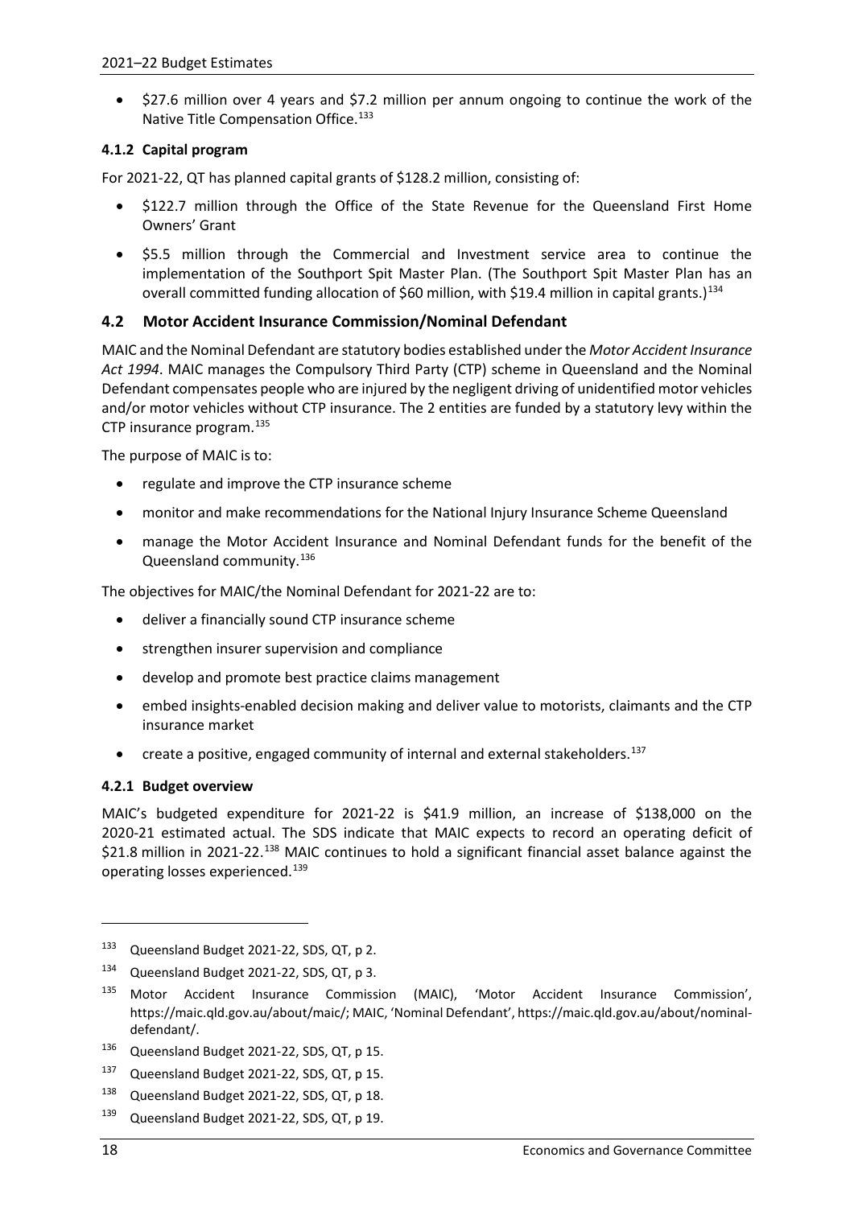- $27.6 million over 4 years and $7.2 million per annum ongoing to continue the work of the Native Title Compensation Office.[133]

#### 4.1.2 Capital program

For 2021-22, QT has planned capital grants of $128.2 million, consisting of:

- $122.7 million through the Office of the State Revenue for the Queensland First Home Owners' Grant
- $5.5 million through the Commercial and Investment service area to continue the implementation of the Southport Spit Master Plan. (The Southport Spit Master Plan has an overall committed funding allocation of $60 million, with $19.4 million in capital grants.)[134]

### 4.2 Motor Accident Insurance Commission/Nominal Defendant

MAIC and the Nominal Defendant are statutory bodies established under the *Motor Accident Insurance Act 1994*. MAIC manages the Compulsory Third Party (CTP) scheme in Queensland and the Nominal Defendant compensates people who are injured by the negligent driving of unidentified motor vehicles and/or motor vehicles without CTP insurance. The 2 entities are funded by a statutory levy within the CTP insurance program.[135]

The purpose of MAIC is to:

- regulate and improve the CTP insurance scheme
- monitor and make recommendations for the National Injury Insurance Scheme Queensland
- manage the Motor Accident Insurance and Nominal Defendant funds for the benefit of the Queensland community.[136]

The objectives for MAIC/the Nominal Defendant for 2021-22 are to:

- deliver a financially sound CTP insurance scheme
- strengthen insurer supervision and compliance
- develop and promote best practice claims management
- embed insights-enabled decision making and deliver value to motorists, claimants and the CTP insurance market
- create a positive, engaged community of internal and external stakeholders.[137]

#### 4.2.1 Budget overview

MAIC's budgeted expenditure for 2021-22 is $41.9 million, an increase of $138,000 on the 2020-21 estimated actual. The SDS indicate that MAIC expects to record an operating deficit of $21.8 million in 2021-22.[138] MAIC continues to hold a significant financial asset balance against the operating losses experienced.[139]

---

[133] Queensland Budget 2021-22, SDS, QT, p 2.

[134] Queensland Budget 2021-22, SDS, QT, p 3.

[135] Motor Accident Insurance Commission (MAIC), 'Motor Accident Insurance Commission', https://maic.qld.gov.au/about/maic/; MAIC, 'Nominal Defendant', https://maic.qld.gov.au/about/nominal-defendant/.

[136] Queensland Budget 2021-22, SDS, QT, p 15.

[137] Queensland Budget 2021-22, SDS, QT, p 15.

[138] Queensland Budget 2021-22, SDS, QT, p 18.

[139] Queensland Budget 2021-22, SDS, QT, p 19.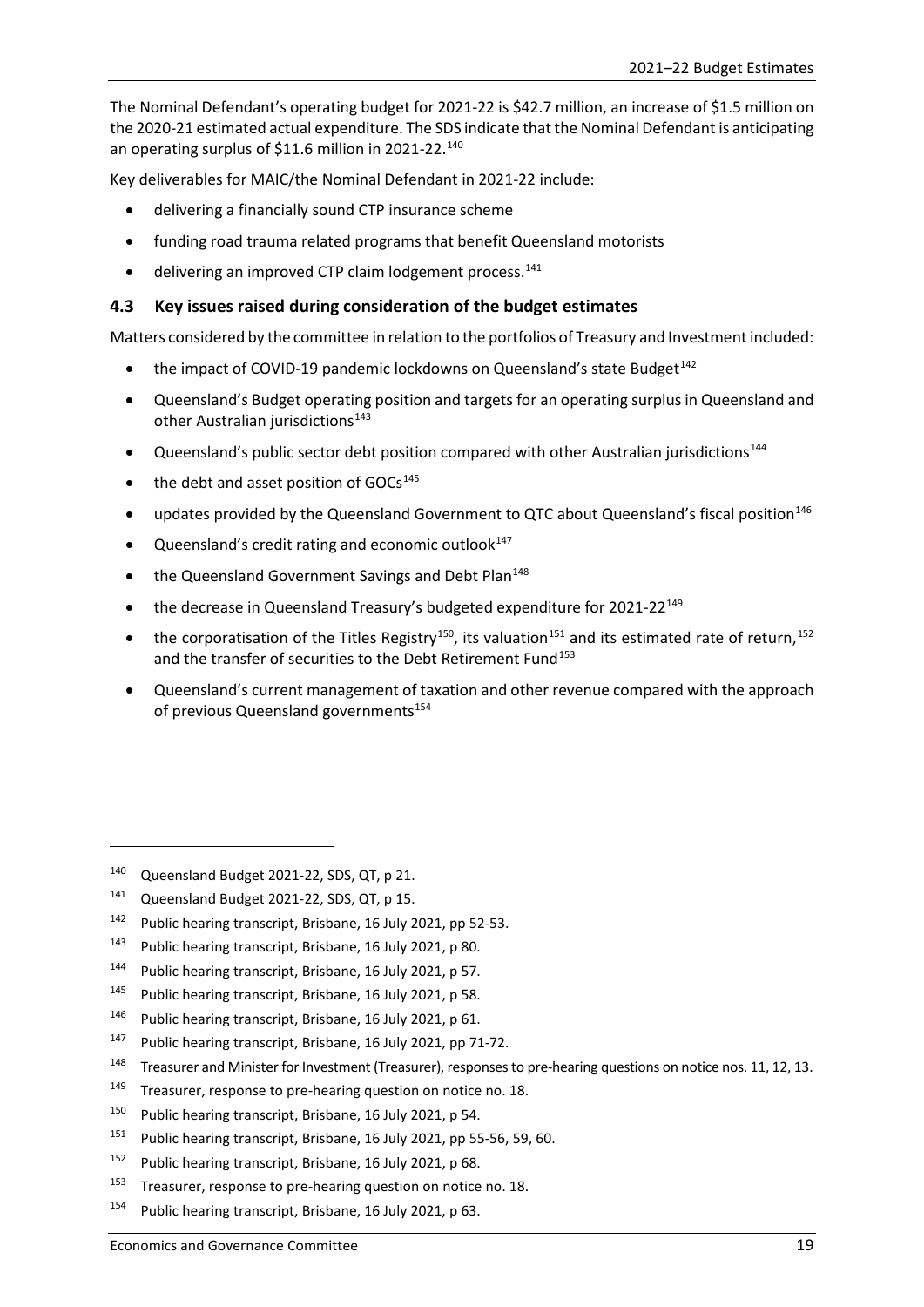The Nominal Defendant's operating budget for 2021-22 is $42.7 million, an increase of $1.5 million on the 2020-21 estimated actual expenditure. The SDS indicate that the Nominal Defendant is anticipating an operating surplus of $11.6 million in 2021-22.[140]

Key deliverables for MAIC/the Nominal Defendant in 2021-22 include:

- delivering a financially sound CTP insurance scheme
- funding road trauma related programs that benefit Queensland motorists
- delivering an improved CTP claim lodgement process.[141]

### 4.3 Key issues raised during consideration of the budget estimates

Matters considered by the committee in relation to the portfolios of Treasury and Investment included:

- the impact of COVID-19 pandemic lockdowns on Queensland's state Budget[142]
- Queensland's Budget operating position and targets for an operating surplus in Queensland and other Australian jurisdictions[143]
- Queensland's public sector debt position compared with other Australian jurisdictions[144]
- the debt and asset position of GOCs[145]
- updates provided by the Queensland Government to QTC about Queensland's fiscal position[146]
- Queensland's credit rating and economic outlook[147]
- the Queensland Government Savings and Debt Plan[148]
- the decrease in Queensland Treasury's budgeted expenditure for 2021-22[149]
- the corporatisation of the Titles Registry[150], its valuation[151] and its estimated rate of return,[152] and the transfer of securities to the Debt Retirement Fund[153]
- Queensland's current management of taxation and other revenue compared with the approach of previous Queensland governments[154]

---

[140] Queensland Budget 2021-22, SDS, QT, p 21.

[141] Queensland Budget 2021-22, SDS, QT, p 15.

[142] Public hearing transcript, Brisbane, 16 July 2021, pp 52-53.

[143] Public hearing transcript, Brisbane, 16 July 2021, p 80.

[144] Public hearing transcript, Brisbane, 16 July 2021, p 57.

[145] Public hearing transcript, Brisbane, 16 July 2021, p 58.

[146] Public hearing transcript, Brisbane, 16 July 2021, p 61.

[147] Public hearing transcript, Brisbane, 16 July 2021, pp 71-72.

[148] Treasurer and Minister for Investment (Treasurer), responses to pre-hearing questions on notice nos. 11, 12, 13.

[149] Treasurer, response to pre-hearing question on notice no. 18.

[150] Public hearing transcript, Brisbane, 16 July 2021, p 54.

[151] Public hearing transcript, Brisbane, 16 July 2021, pp 55-56, 59, 60.

[152] Public hearing transcript, Brisbane, 16 July 2021, p 68.

[153] Treasurer, response to pre-hearing question on notice no. 18.

[154] Public hearing transcript, Brisbane, 16 July 2021, p 63.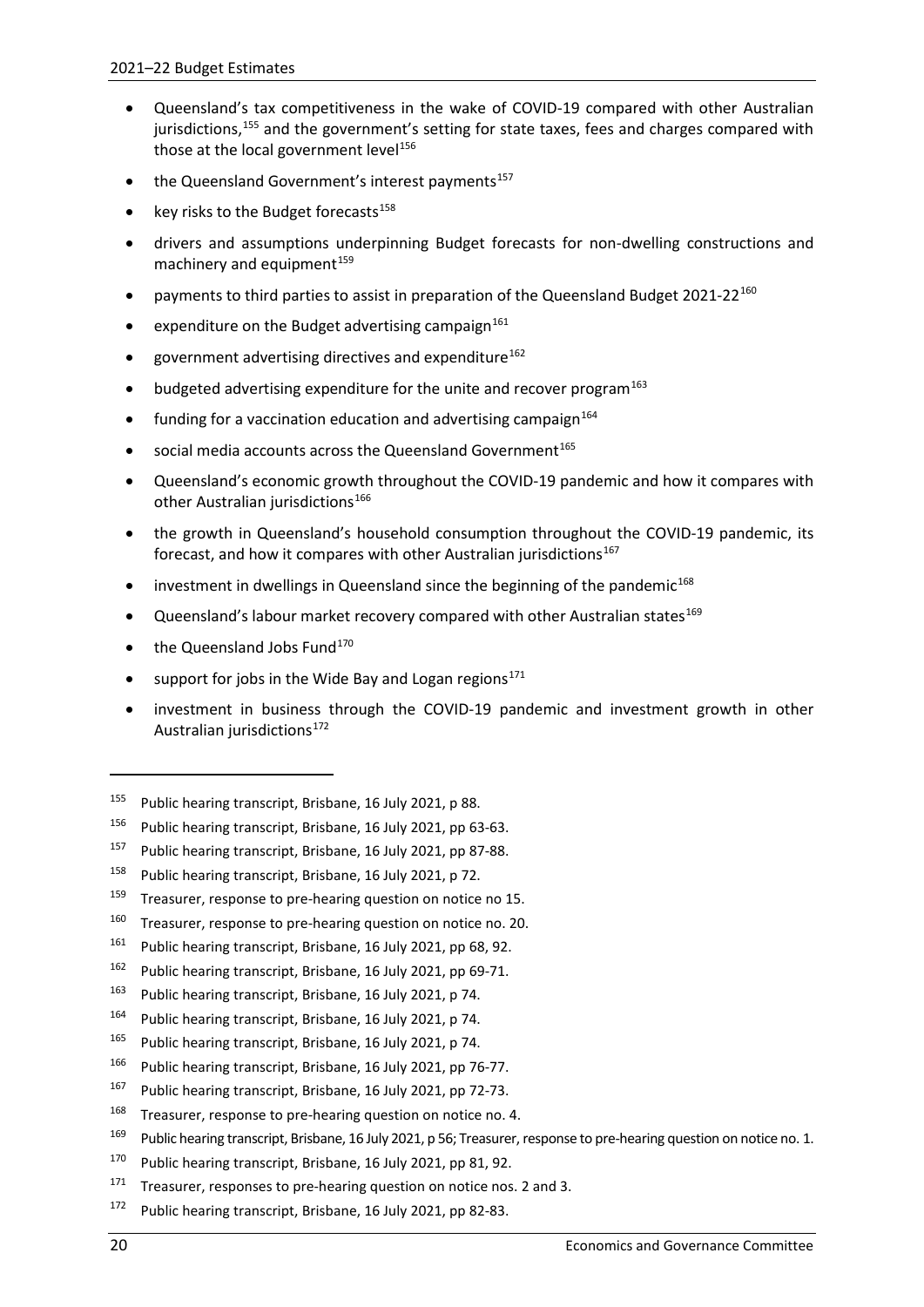- Queensland's tax competitiveness in the wake of COVID-19 compared with other Australian jurisdictions,[155] and the government's setting for state taxes, fees and charges compared with those at the local government level[156]
- the Queensland Government's interest payments[157]
- key risks to the Budget forecasts[158]
- drivers and assumptions underpinning Budget forecasts for non-dwelling constructions and machinery and equipment[159]
- payments to third parties to assist in preparation of the Queensland Budget 2021-22[160]
- expenditure on the Budget advertising campaign[161]
- government advertising directives and expenditure[162]
- budgeted advertising expenditure for the unite and recover program[163]
- funding for a vaccination education and advertising campaign[164]
- social media accounts across the Queensland Government[165]
- Queensland's economic growth throughout the COVID-19 pandemic and how it compares with other Australian jurisdictions[166]
- the growth in Queensland's household consumption throughout the COVID-19 pandemic, its forecast, and how it compares with other Australian jurisdictions[167]
- investment in dwellings in Queensland since the beginning of the pandemic[168]
- Queensland's labour market recovery compared with other Australian states[169]
- the Queensland Jobs Fund[170]
- support for jobs in the Wide Bay and Logan regions[171]
- investment in business through the COVID-19 pandemic and investment growth in other Australian jurisdictions[172]

---

[155] Public hearing transcript, Brisbane, 16 July 2021, p 88.

[156] Public hearing transcript, Brisbane, 16 July 2021, pp 63-63.

[157] Public hearing transcript, Brisbane, 16 July 2021, pp 87-88.

[158] Public hearing transcript, Brisbane, 16 July 2021, p 72.

[159] Treasurer, response to pre-hearing question on notice no 15.

[160] Treasurer, response to pre-hearing question on notice no. 20.

[161] Public hearing transcript, Brisbane, 16 July 2021, pp 68, 92.

[162] Public hearing transcript, Brisbane, 16 July 2021, pp 69-71.

[163] Public hearing transcript, Brisbane, 16 July 2021, p 74.

[164] Public hearing transcript, Brisbane, 16 July 2021, p 74.

[165] Public hearing transcript, Brisbane, 16 July 2021, p 74.

[166] Public hearing transcript, Brisbane, 16 July 2021, pp 76-77.

[167] Public hearing transcript, Brisbane, 16 July 2021, pp 72-73.

[168] Treasurer, response to pre-hearing question on notice no. 4.

[169] Public hearing transcript, Brisbane, 16 July 2021, p 56; Treasurer, response to pre-hearing question on notice no. 1.

[170] Public hearing transcript, Brisbane, 16 July 2021, pp 81, 92.

[171] Treasurer, responses to pre-hearing question on notice nos. 2 and 3.

[172] Public hearing transcript, Brisbane, 16 July 2021, pp 82-83.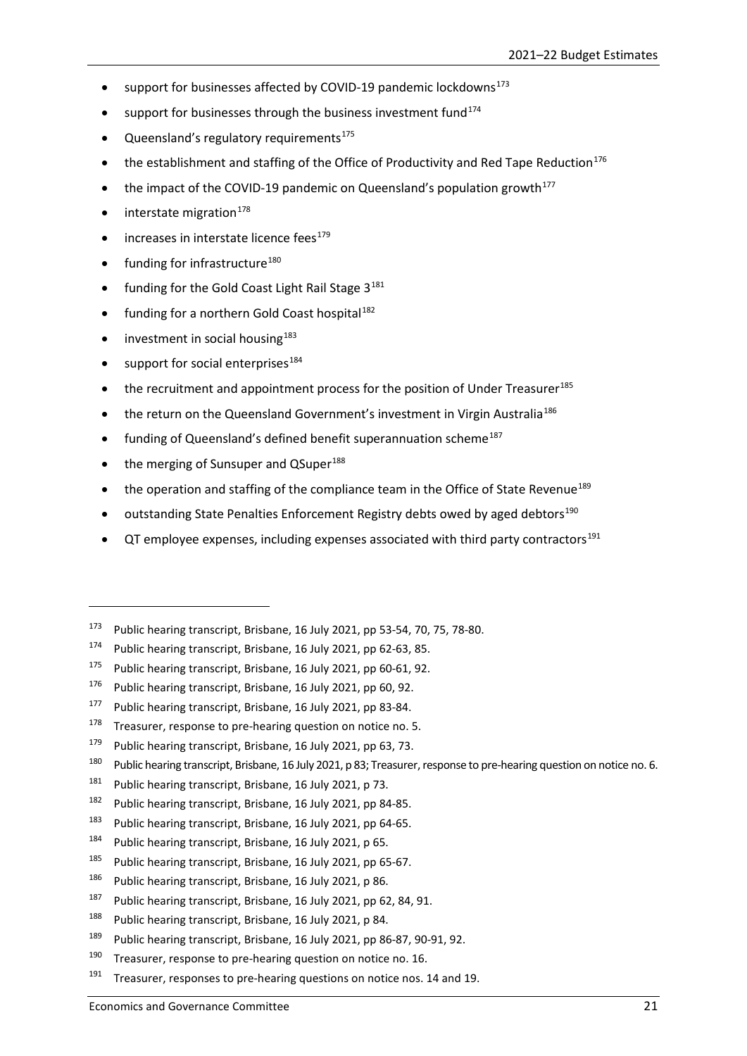- support for businesses affected by COVID-19 pandemic lockdowns[173]
- support for businesses through the business investment fund[174]
- Queensland's regulatory requirements[175]
- the establishment and staffing of the Office of Productivity and Red Tape Reduction[176]
- the impact of the COVID-19 pandemic on Queensland's population growth[177]
- interstate migration[178]
- increases in interstate licence fees[179]
- funding for infrastructure[180]
- funding for the Gold Coast Light Rail Stage 3[181]
- funding for a northern Gold Coast hospital[182]
- investment in social housing[183]
- support for social enterprises[184]
- the recruitment and appointment process for the position of Under Treasurer[185]
- the return on the Queensland Government's investment in Virgin Australia[186]
- funding of Queensland's defined benefit superannuation scheme[187]
- the merging of Sunsuper and QSuper[188]
- the operation and staffing of the compliance team in the Office of State Revenue[189]
- outstanding State Penalties Enforcement Registry debts owed by aged debtors[190]
- QT employee expenses, including expenses associated with third party contractors[191]

---

[173] Public hearing transcript, Brisbane, 16 July 2021, pp 53-54, 70, 75, 78-80.

[174] Public hearing transcript, Brisbane, 16 July 2021, pp 62-63, 85.

[175] Public hearing transcript, Brisbane, 16 July 2021, pp 60-61, 92.

[176] Public hearing transcript, Brisbane, 16 July 2021, pp 60, 92.

[177] Public hearing transcript, Brisbane, 16 July 2021, pp 83-84.

[178] Treasurer, response to pre-hearing question on notice no. 5.

[179] Public hearing transcript, Brisbane, 16 July 2021, pp 63, 73.

[180] Public hearing transcript, Brisbane, 16 July 2021, p 83; Treasurer, response to pre-hearing question on notice no. 6.

[181] Public hearing transcript, Brisbane, 16 July 2021, p 73.

[182] Public hearing transcript, Brisbane, 16 July 2021, pp 84-85.

[183] Public hearing transcript, Brisbane, 16 July 2021, pp 64-65.

[184] Public hearing transcript, Brisbane, 16 July 2021, p 65.

[185] Public hearing transcript, Brisbane, 16 July 2021, pp 65-67.

[186] Public hearing transcript, Brisbane, 16 July 2021, p 86.

[187] Public hearing transcript, Brisbane, 16 July 2021, pp 62, 84, 91.

[188] Public hearing transcript, Brisbane, 16 July 2021, p 84.

[189] Public hearing transcript, Brisbane, 16 July 2021, pp 86-87, 90-91, 92.

[190] Treasurer, response to pre-hearing question on notice no. 16.

[191] Treasurer, responses to pre-hearing questions on notice nos. 14 and 19.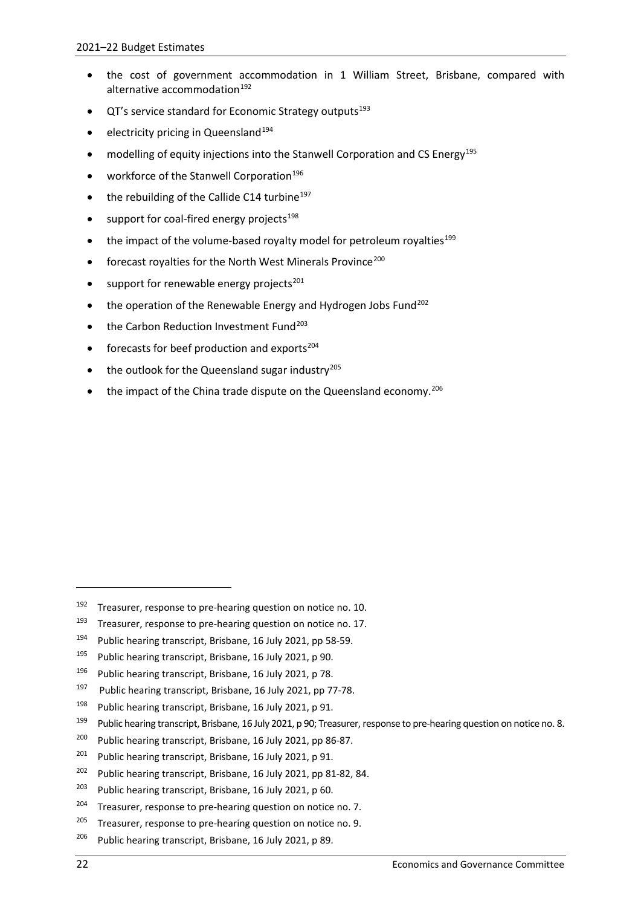- the cost of government accommodation in 1 William Street, Brisbane, compared with alternative accommodation[192]
- QT's service standard for Economic Strategy outputs[193]
- electricity pricing in Queensland[194]
- modelling of equity injections into the Stanwell Corporation and CS Energy[195]
- workforce of the Stanwell Corporation[196]
- the rebuilding of the Callide C14 turbine[197]
- support for coal-fired energy projects[198]
- the impact of the volume-based royalty model for petroleum royalties[199]
- forecast royalties for the North West Minerals Province[200]
- support for renewable energy projects[201]
- the operation of the Renewable Energy and Hydrogen Jobs Fund[202]
- the Carbon Reduction Investment Fund[203]
- forecasts for beef production and exports[204]
- the outlook for the Queensland sugar industry[205]
- the impact of the China trade dispute on the Queensland economy.[206]

---

[192] Treasurer, response to pre-hearing question on notice no. 10.

[193] Treasurer, response to pre-hearing question on notice no. 17.

[194] Public hearing transcript, Brisbane, 16 July 2021, pp 58-59.

[195] Public hearing transcript, Brisbane, 16 July 2021, p 90.

[196] Public hearing transcript, Brisbane, 16 July 2021, p 78.

[197] Public hearing transcript, Brisbane, 16 July 2021, pp 77-78.

[198] Public hearing transcript, Brisbane, 16 July 2021, p 91.

[199] Public hearing transcript, Brisbane, 16 July 2021, p 90; Treasurer, response to pre-hearing question on notice no. 8.

[200] Public hearing transcript, Brisbane, 16 July 2021, pp 86-87.

[201] Public hearing transcript, Brisbane, 16 July 2021, p 91.

[202] Public hearing transcript, Brisbane, 16 July 2021, pp 81-82, 84.

[203] Public hearing transcript, Brisbane, 16 July 2021, p 60.

[204] Treasurer, response to pre-hearing question on notice no. 7.

[205] Treasurer, response to pre-hearing question on notice no. 9.

[206] Public hearing transcript, Brisbane, 16 July 2021, p 89.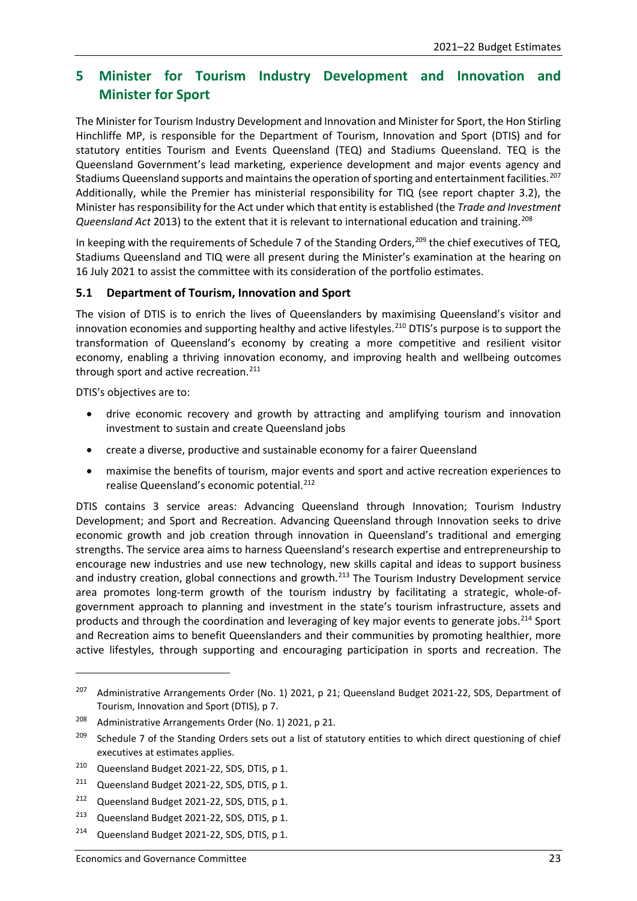# 5 Minister for Tourism Industry Development and Innovation and Minister for Sport

The Minister for Tourism Industry Development and Innovation and Minister for Sport, the Hon Stirling Hinchliffe MP, is responsible for the Department of Tourism, Innovation and Sport (DTIS) and for statutory entities Tourism and Events Queensland (TEQ) and Stadiums Queensland. TEQ is the Queensland Government's lead marketing, experience development and major events agency and Stadiums Queensland supports and maintains the operation of sporting and entertainment facilities.[207] Additionally, while the Premier has ministerial responsibility for TIQ (see report chapter 3.2), the Minister has responsibility for the Act under which that entity is established (the *Trade and Investment Queensland Act* 2013) to the extent that it is relevant to international education and training.[208]

In keeping with the requirements of Schedule 7 of the Standing Orders,[209] the chief executives of TEQ, Stadiums Queensland and TIQ were all present during the Minister's examination at the hearing on 16 July 2021 to assist the committee with its consideration of the portfolio estimates.

## 5.1 Department of Tourism, Innovation and Sport

The vision of DTIS is to enrich the lives of Queenslanders by maximising Queensland's visitor and innovation economies and supporting healthy and active lifestyles.[210] DTIS's purpose is to support the transformation of Queensland's economy by creating a more competitive and resilient visitor economy, enabling a thriving innovation economy, and improving health and wellbeing outcomes through sport and active recreation.[211]

DTIS's objectives are to:

- drive economic recovery and growth by attracting and amplifying tourism and innovation investment to sustain and create Queensland jobs
- create a diverse, productive and sustainable economy for a fairer Queensland
- maximise the benefits of tourism, major events and sport and active recreation experiences to realise Queensland's economic potential.[212]

DTIS contains 3 service areas: Advancing Queensland through Innovation; Tourism Industry Development; and Sport and Recreation. Advancing Queensland through Innovation seeks to drive economic growth and job creation through innovation in Queensland's traditional and emerging strengths. The service area aims to harness Queensland's research expertise and entrepreneurship to encourage new industries and use new technology, new skills capital and ideas to support business and industry creation, global connections and growth.[213] The Tourism Industry Development service area promotes long-term growth of the tourism industry by facilitating a strategic, whole-of-government approach to planning and investment in the state's tourism infrastructure, assets and products and through the coordination and leveraging of key major events to generate jobs.[214] Sport and Recreation aims to benefit Queenslanders and their communities by promoting healthier, more active lifestyles, through supporting and encouraging participation in sports and recreation. The

---

[207] Administrative Arrangements Order (No. 1) 2021, p 21; Queensland Budget 2021-22, SDS, Department of Tourism, Innovation and Sport (DTIS), p 7.

[208] Administrative Arrangements Order (No. 1) 2021, p 21.

[209] Schedule 7 of the Standing Orders sets out a list of statutory entities to which direct questioning of chief executives at estimates applies.

[210] Queensland Budget 2021-22, SDS, DTIS, p 1.

[211] Queensland Budget 2021-22, SDS, DTIS, p 1.

[212] Queensland Budget 2021-22, SDS, DTIS, p 1.

[213] Queensland Budget 2021-22, SDS, DTIS, p 1.

[214] Queensland Budget 2021-22, SDS, DTIS, p 1.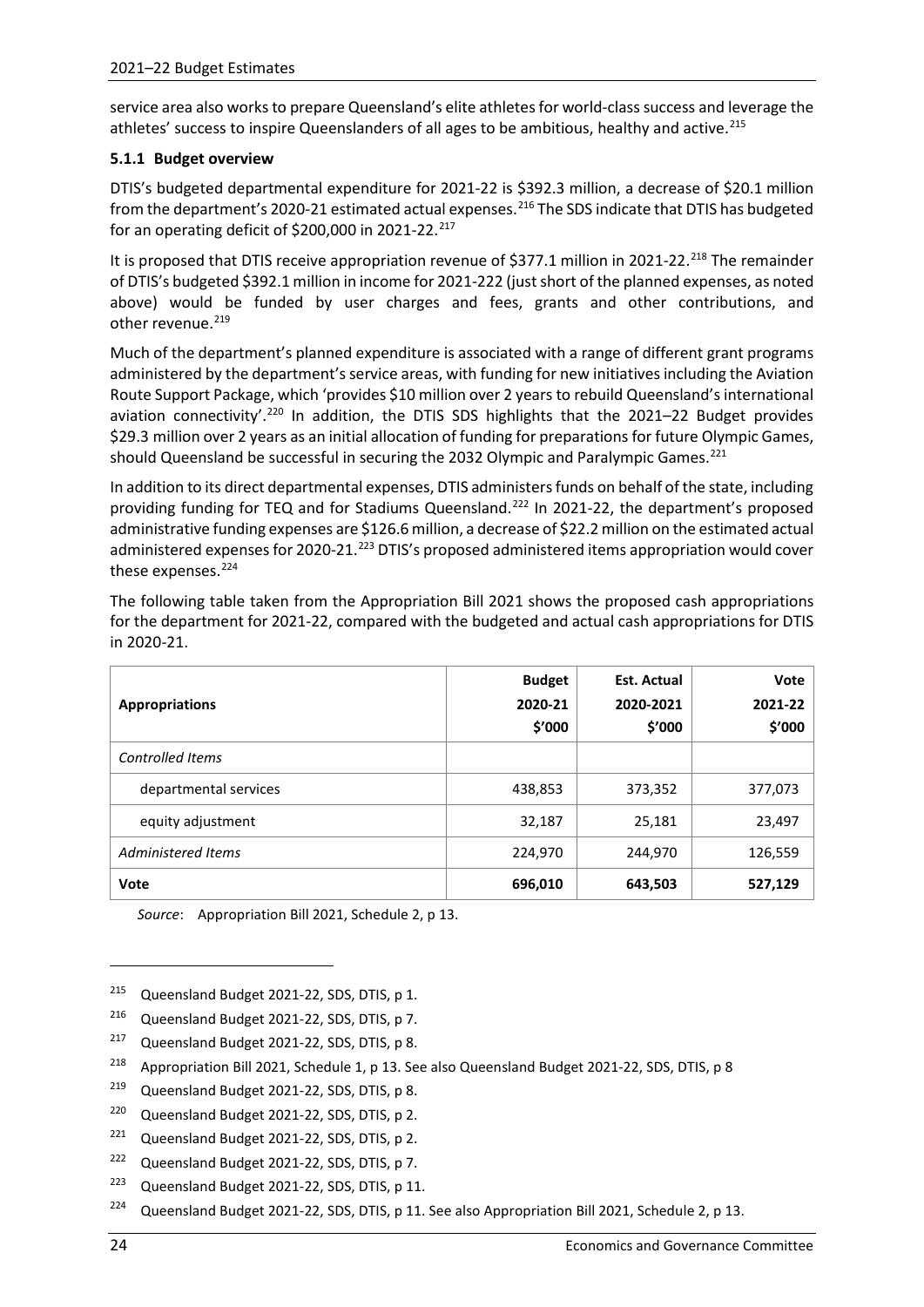service area also works to prepare Queensland's elite athletes for world-class success and leverage the athletes' success to inspire Queenslanders of all ages to be ambitious, healthy and active.[215]

### 5.1.1 Budget overview

DTIS's budgeted departmental expenditure for 2021-22 is $392.3 million, a decrease of $20.1 million from the department's 2020-21 estimated actual expenses.[216] The SDS indicate that DTIS has budgeted for an operating deficit of $200,000 in 2021-22.[217]

It is proposed that DTIS receive appropriation revenue of $377.1 million in 2021-22.[218] The remainder of DTIS's budgeted $392.1 million in income for 2021-222 (just short of the planned expenses, as noted above) would be funded by user charges and fees, grants and other contributions, and other revenue.[219]

Much of the department's planned expenditure is associated with a range of different grant programs administered by the department's service areas, with funding for new initiatives including the Aviation Route Support Package, which 'provides $10 million over 2 years to rebuild Queensland's international aviation connectivity'.[220] In addition, the DTIS SDS highlights that the 2021–22 Budget provides $29.3 million over 2 years as an initial allocation of funding for preparations for future Olympic Games, should Queensland be successful in securing the 2032 Olympic and Paralympic Games.[221]

In addition to its direct departmental expenses, DTIS administers funds on behalf of the state, including providing funding for TEQ and for Stadiums Queensland.[222] In 2021-22, the department's proposed administrative funding expenses are $126.6 million, a decrease of $22.2 million on the estimated actual administered expenses for 2020-21.[223] DTIS's proposed administered items appropriation would cover these expenses.[224]

The following table taken from the Appropriation Bill 2021 shows the proposed cash appropriations for the department for 2021-22, compared with the budgeted and actual cash appropriations for DTIS in 2020-21.

| Appropriations | Budget 2020-21 $'000 | Est. Actual 2020-2021 $'000 | Vote 2021-22 $'000 |
|---|---|---|---|
| *Controlled Items* | | | |
| departmental services | 438,853 | 373,352 | 377,073 |
| equity adjustment | 32,187 | 25,181 | 23,497 |
| *Administered Items* | 224,970 | 244,970 | 126,559 |
| **Vote** | **696,010** | **643,503** | **527,129** |

*Source*: Appropriation Bill 2021, Schedule 2, p 13.

---

[215] Queensland Budget 2021-22, SDS, DTIS, p 1.

[216] Queensland Budget 2021-22, SDS, DTIS, p 7.

[217] Queensland Budget 2021-22, SDS, DTIS, p 8.

[218] Appropriation Bill 2021, Schedule 1, p 13. See also Queensland Budget 2021-22, SDS, DTIS, p 8

[219] Queensland Budget 2021-22, SDS, DTIS, p 8.

[220] Queensland Budget 2021-22, SDS, DTIS, p 2.

[221] Queensland Budget 2021-22, SDS, DTIS, p 2.

[222] Queensland Budget 2021-22, SDS, DTIS, p 7.

[223] Queensland Budget 2021-22, SDS, DTIS, p 11.

[224] Queensland Budget 2021-22, SDS, DTIS, p 11. See also Appropriation Bill 2021, Schedule 2, p 13.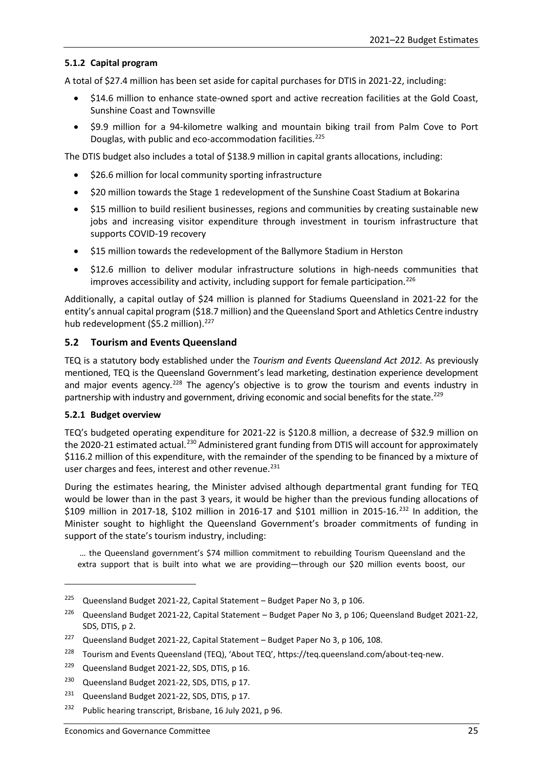#### 5.1.2 Capital program

A total of $27.4 million has been set aside for capital purchases for DTIS in 2021-22, including:

- $14.6 million to enhance state-owned sport and active recreation facilities at the Gold Coast, Sunshine Coast and Townsville
- $9.9 million for a 94-kilometre walking and mountain biking trail from Palm Cove to Port Douglas, with public and eco-accommodation facilities.[225]

The DTIS budget also includes a total of $138.9 million in capital grants allocations, including:

- $26.6 million for local community sporting infrastructure
- $20 million towards the Stage 1 redevelopment of the Sunshine Coast Stadium at Bokarina
- $15 million to build resilient businesses, regions and communities by creating sustainable new jobs and increasing visitor expenditure through investment in tourism infrastructure that supports COVID-19 recovery
- $15 million towards the redevelopment of the Ballymore Stadium in Herston
- $12.6 million to deliver modular infrastructure solutions in high-needs communities that improves accessibility and activity, including support for female participation.[226]

Additionally, a capital outlay of $24 million is planned for Stadiums Queensland in 2021-22 for the entity's annual capital program ($18.7 million) and the Queensland Sport and Athletics Centre industry hub redevelopment ($5.2 million).[227]

### 5.2 Tourism and Events Queensland

TEQ is a statutory body established under the *Tourism and Events Queensland Act 2012.* As previously mentioned, TEQ is the Queensland Government's lead marketing, destination experience development and major events agency.[228] The agency's objective is to grow the tourism and events industry in partnership with industry and government, driving economic and social benefits for the state.[229]

#### 5.2.1 Budget overview

TEQ's budgeted operating expenditure for 2021-22 is $120.8 million, a decrease of $32.9 million on the 2020-21 estimated actual.[230] Administered grant funding from DTIS will account for approximately $116.2 million of this expenditure, with the remainder of the spending to be financed by a mixture of user charges and fees, interest and other revenue.[231]

During the estimates hearing, the Minister advised although departmental grant funding for TEQ would be lower than in the past 3 years, it would be higher than the previous funding allocations of $109 million in 2017-18, $102 million in 2016-17 and $101 million in 2015-16.[232] In addition, the Minister sought to highlight the Queensland Government's broader commitments of funding in support of the state's tourism industry, including:

> … the Queensland government's $74 million commitment to rebuilding Tourism Queensland and the extra support that is built into what we are providing—through our $20 million events boost, our

---

[225] Queensland Budget 2021-22, Capital Statement – Budget Paper No 3, p 106.

[226] Queensland Budget 2021-22, Capital Statement – Budget Paper No 3, p 106; Queensland Budget 2021-22, SDS, DTIS, p 2.

[227] Queensland Budget 2021-22, Capital Statement – Budget Paper No 3, p 106, 108.

[228] Tourism and Events Queensland (TEQ), 'About TEQ', https://teq.queensland.com/about-teq-new.

[229] Queensland Budget 2021-22, SDS, DTIS, p 16.

[230] Queensland Budget 2021-22, SDS, DTIS, p 17.

[231] Queensland Budget 2021-22, SDS, DTIS, p 17.

[232] Public hearing transcript, Brisbane, 16 July 2021, p 96.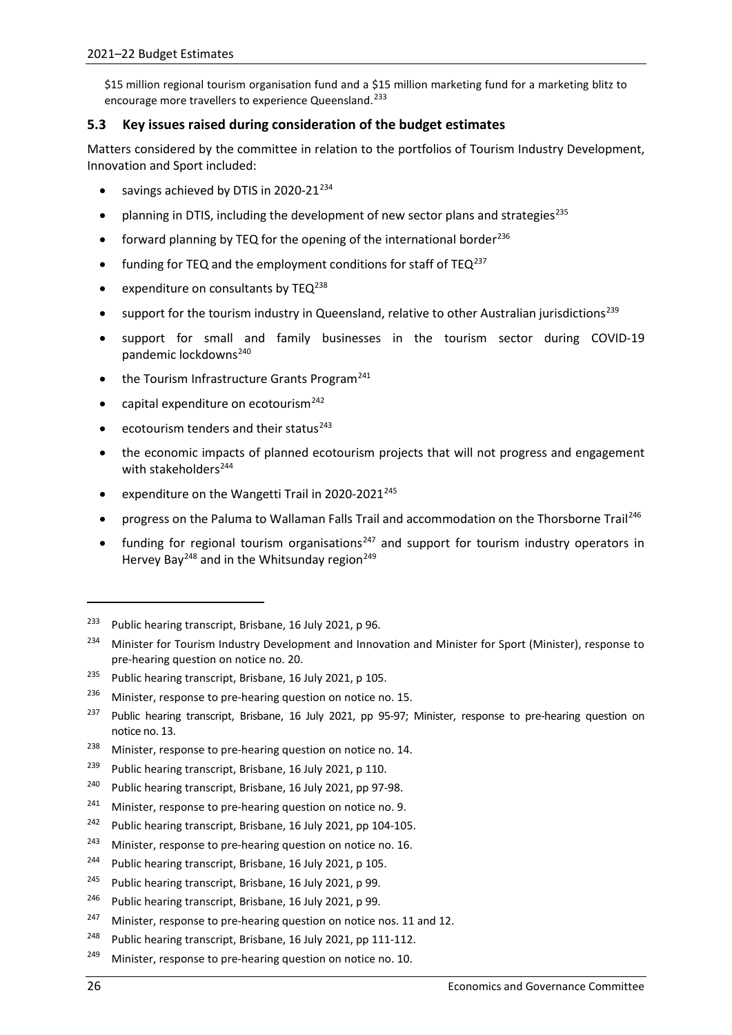$15 million regional tourism organisation fund and a $15 million marketing fund for a marketing blitz to encourage more travellers to experience Queensland.[233]

### 5.3 Key issues raised during consideration of the budget estimates

Matters considered by the committee in relation to the portfolios of Tourism Industry Development, Innovation and Sport included:

- savings achieved by DTIS in 2020-21[234]
- planning in DTIS, including the development of new sector plans and strategies[235]
- forward planning by TEQ for the opening of the international border[236]
- funding for TEQ and the employment conditions for staff of TEQ[237]
- expenditure on consultants by TEQ[238]
- support for the tourism industry in Queensland, relative to other Australian jurisdictions[239]
- support for small and family businesses in the tourism sector during COVID-19 pandemic lockdowns[240]
- the Tourism Infrastructure Grants Program[241]
- capital expenditure on ecotourism[242]
- ecotourism tenders and their status[243]
- the economic impacts of planned ecotourism projects that will not progress and engagement with stakeholders[244]
- expenditure on the Wangetti Trail in 2020-2021[245]
- progress on the Paluma to Wallaman Falls Trail and accommodation on the Thorsborne Trail[246]
- funding for regional tourism organisations[247] and support for tourism industry operators in Hervey Bay[248] and in the Whitsunday region[249]

---

[233] Public hearing transcript, Brisbane, 16 July 2021, p 96.

[234] Minister for Tourism Industry Development and Innovation and Minister for Sport (Minister), response to pre-hearing question on notice no. 20.

[235] Public hearing transcript, Brisbane, 16 July 2021, p 105.

[236] Minister, response to pre-hearing question on notice no. 15.

[237] Public hearing transcript, Brisbane, 16 July 2021, pp 95-97; Minister, response to pre-hearing question on notice no. 13.

[238] Minister, response to pre-hearing question on notice no. 14.

[239] Public hearing transcript, Brisbane, 16 July 2021, p 110.

[240] Public hearing transcript, Brisbane, 16 July 2021, pp 97-98.

[241] Minister, response to pre-hearing question on notice no. 9.

[242] Public hearing transcript, Brisbane, 16 July 2021, pp 104-105.

[243] Minister, response to pre-hearing question on notice no. 16.

[244] Public hearing transcript, Brisbane, 16 July 2021, p 105.

[245] Public hearing transcript, Brisbane, 16 July 2021, p 99.

[246] Public hearing transcript, Brisbane, 16 July 2021, p 99.

[247] Minister, response to pre-hearing question on notice nos. 11 and 12.

[248] Public hearing transcript, Brisbane, 16 July 2021, pp 111-112.

[249] Minister, response to pre-hearing question on notice no. 10.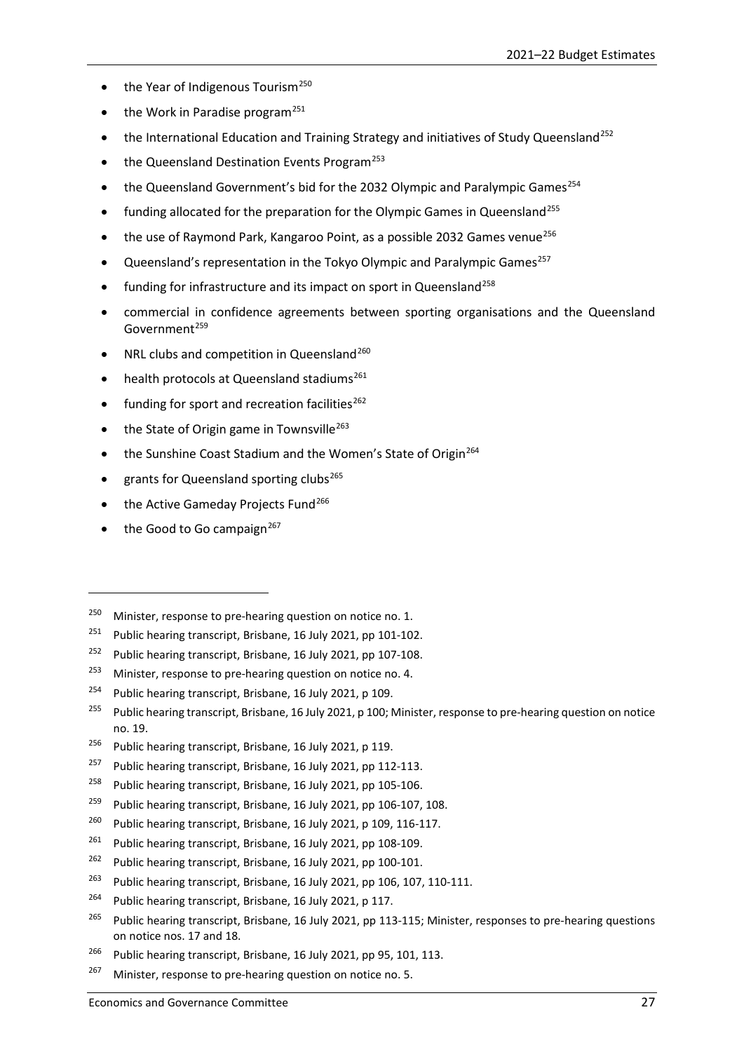- the Year of Indigenous Tourism[250]
- the Work in Paradise program[251]
- the International Education and Training Strategy and initiatives of Study Queensland[252]
- the Queensland Destination Events Program[253]
- the Queensland Government's bid for the 2032 Olympic and Paralympic Games[254]
- funding allocated for the preparation for the Olympic Games in Queensland[255]
- the use of Raymond Park, Kangaroo Point, as a possible 2032 Games venue[256]
- Queensland's representation in the Tokyo Olympic and Paralympic Games[257]
- funding for infrastructure and its impact on sport in Queensland[258]
- commercial in confidence agreements between sporting organisations and the Queensland Government[259]
- NRL clubs and competition in Queensland[260]
- health protocols at Queensland stadiums[261]
- funding for sport and recreation facilities[262]
- the State of Origin game in Townsville[263]
- the Sunshine Coast Stadium and the Women's State of Origin[264]
- grants for Queensland sporting clubs[265]
- the Active Gameday Projects Fund[266]
- the Good to Go campaign[267]

---

[250] Minister, response to pre-hearing question on notice no. 1.

[251] Public hearing transcript, Brisbane, 16 July 2021, pp 101-102.

[252] Public hearing transcript, Brisbane, 16 July 2021, pp 107-108.

[253] Minister, response to pre-hearing question on notice no. 4.

[254] Public hearing transcript, Brisbane, 16 July 2021, p 109.

[255] Public hearing transcript, Brisbane, 16 July 2021, p 100; Minister, response to pre-hearing question on notice no. 19.

[256] Public hearing transcript, Brisbane, 16 July 2021, p 119.

[257] Public hearing transcript, Brisbane, 16 July 2021, pp 112-113.

[258] Public hearing transcript, Brisbane, 16 July 2021, pp 105-106.

[259] Public hearing transcript, Brisbane, 16 July 2021, pp 106-107, 108.

[260] Public hearing transcript, Brisbane, 16 July 2021, p 109, 116-117.

[261] Public hearing transcript, Brisbane, 16 July 2021, pp 108-109.

[262] Public hearing transcript, Brisbane, 16 July 2021, pp 100-101.

[263] Public hearing transcript, Brisbane, 16 July 2021, pp 106, 107, 110-111.

[264] Public hearing transcript, Brisbane, 16 July 2021, p 117.

[265] Public hearing transcript, Brisbane, 16 July 2021, pp 113-115; Minister, responses to pre-hearing questions on notice nos. 17 and 18.

[266] Public hearing transcript, Brisbane, 16 July 2021, pp 95, 101, 113.

[267] Minister, response to pre-hearing question on notice no. 5.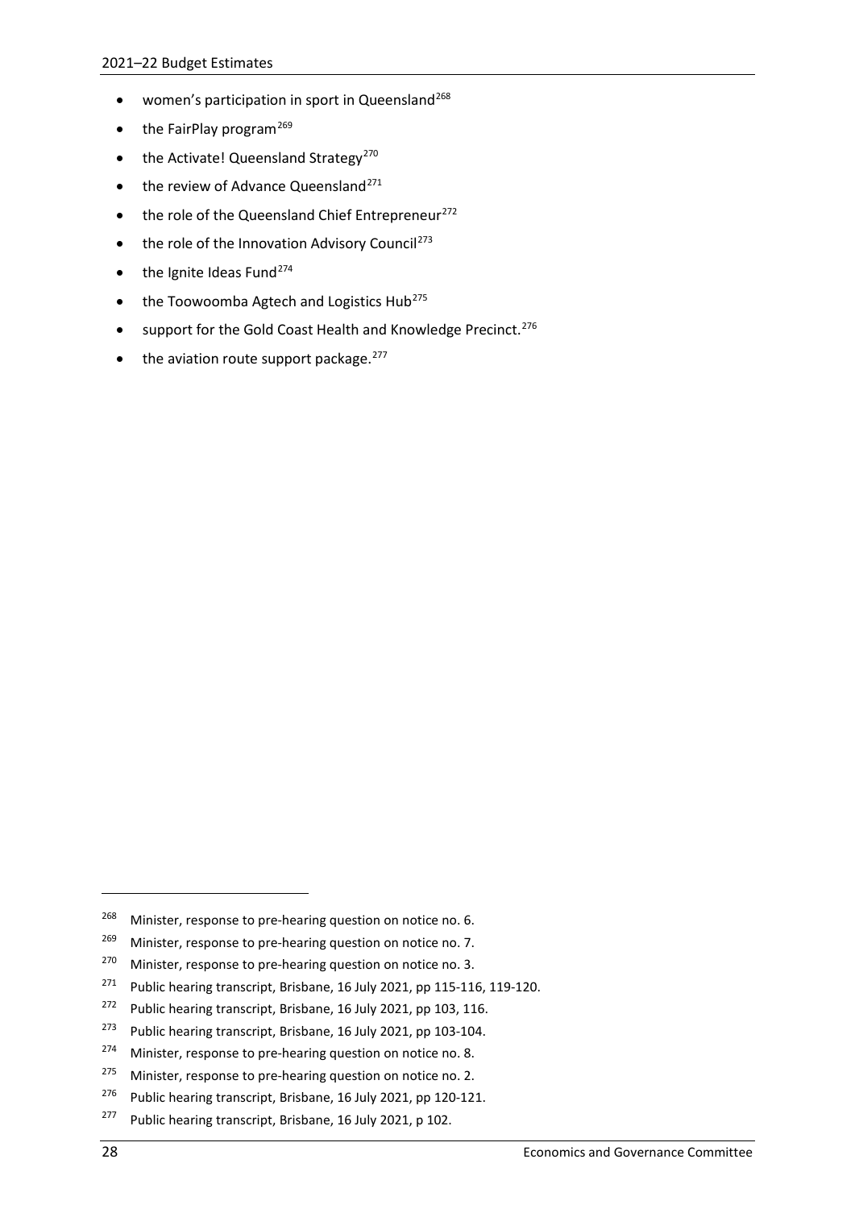- women's participation in sport in Queensland[268]
- the FairPlay program[269]
- the Activate! Queensland Strategy[270]
- the review of Advance Queensland[271]
- the role of the Queensland Chief Entrepreneur[272]
- the role of the Innovation Advisory Council[273]
- the Ignite Ideas Fund[274]
- the Toowoomba Agtech and Logistics Hub[275]
- support for the Gold Coast Health and Knowledge Precinct.[276]
- the aviation route support package.[277]

---

[268] Minister, response to pre-hearing question on notice no. 6.

[269] Minister, response to pre-hearing question on notice no. 7.

[270] Minister, response to pre-hearing question on notice no. 3.

[271] Public hearing transcript, Brisbane, 16 July 2021, pp 115-116, 119-120.

[272] Public hearing transcript, Brisbane, 16 July 2021, pp 103, 116.

[273] Public hearing transcript, Brisbane, 16 July 2021, pp 103-104.

[274] Minister, response to pre-hearing question on notice no. 8.

[275] Minister, response to pre-hearing question on notice no. 2.

[276] Public hearing transcript, Brisbane, 16 July 2021, pp 120-121.

[277] Public hearing transcript, Brisbane, 16 July 2021, p 102.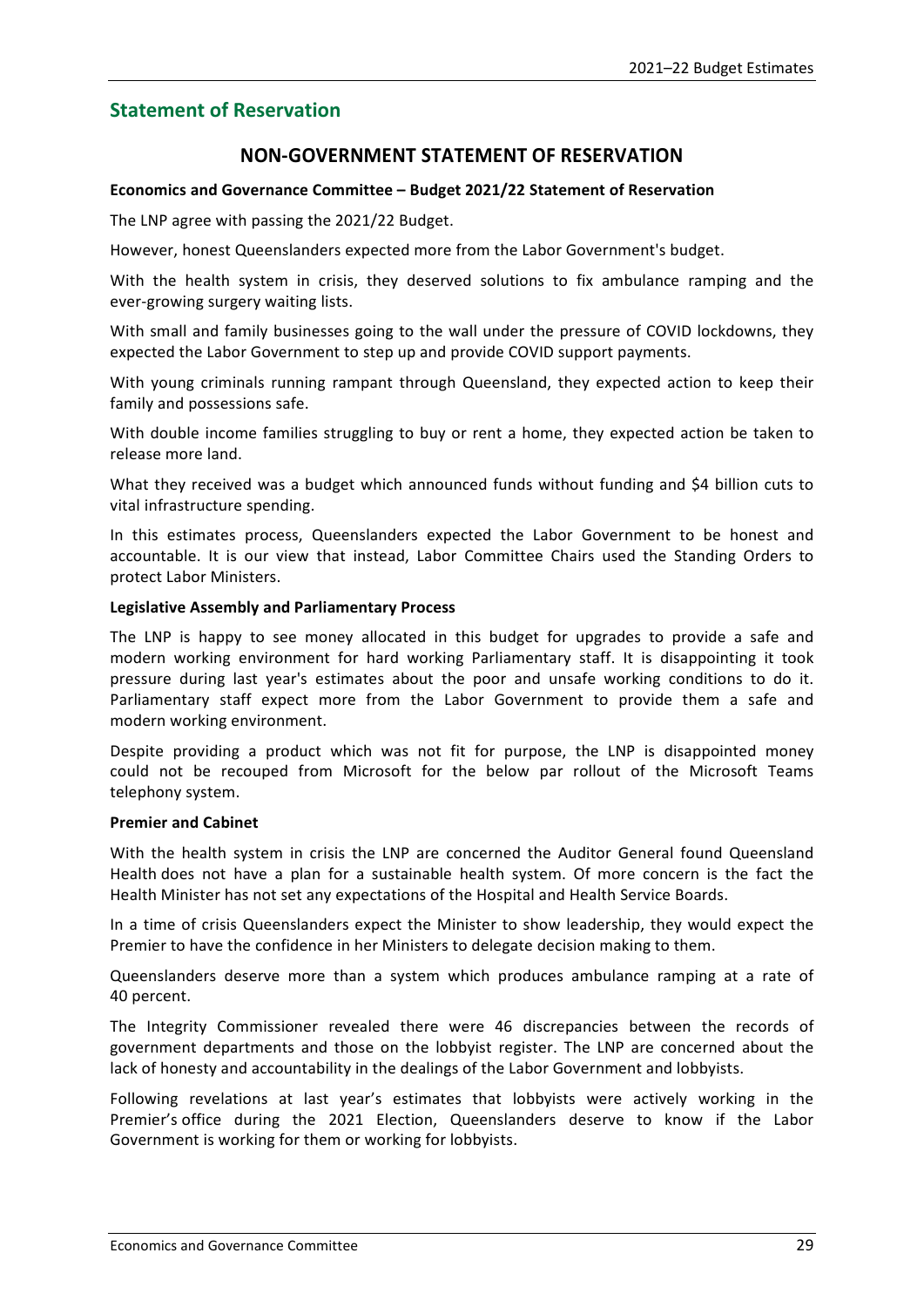## Statement of Reservation

### NON-GOVERNMENT STATEMENT OF RESERVATION

**Economics and Governance Committee – Budget 2021/22 Statement of Reservation**

The LNP agree with passing the 2021/22 Budget.

However, honest Queenslanders expected more from the Labor Government's budget.

With the health system in crisis, they deserved solutions to fix ambulance ramping and the ever-growing surgery waiting lists.

With small and family businesses going to the wall under the pressure of COVID lockdowns, they expected the Labor Government to step up and provide COVID support payments.

With young criminals running rampant through Queensland, they expected action to keep their family and possessions safe.

With double income families struggling to buy or rent a home, they expected action be taken to release more land.

What they received was a budget which announced funds without funding and $4 billion cuts to vital infrastructure spending.

In this estimates process, Queenslanders expected the Labor Government to be honest and accountable. It is our view that instead, Labor Committee Chairs used the Standing Orders to protect Labor Ministers.

**Legislative Assembly and Parliamentary Process**

The LNP is happy to see money allocated in this budget for upgrades to provide a safe and modern working environment for hard working Parliamentary staff. It is disappointing it took pressure during last year's estimates about the poor and unsafe working conditions to do it. Parliamentary staff expect more from the Labor Government to provide them a safe and modern working environment.

Despite providing a product which was not fit for purpose, the LNP is disappointed money could not be recouped from Microsoft for the below par rollout of the Microsoft Teams telephony system.

**Premier and Cabinet**

With the health system in crisis the LNP are concerned the Auditor General found Queensland Health does not have a plan for a sustainable health system. Of more concern is the fact the Health Minister has not set any expectations of the Hospital and Health Service Boards.

In a time of crisis Queenslanders expect the Minister to show leadership, they would expect the Premier to have the confidence in her Ministers to delegate decision making to them.

Queenslanders deserve more than a system which produces ambulance ramping at a rate of 40 percent.

The Integrity Commissioner revealed there were 46 discrepancies between the records of government departments and those on the lobbyist register. The LNP are concerned about the lack of honesty and accountability in the dealings of the Labor Government and lobbyists.

Following revelations at last year's estimates that lobbyists were actively working in the Premier's office during the 2021 Election, Queenslanders deserve to know if the Labor Government is working for them or working for lobbyists.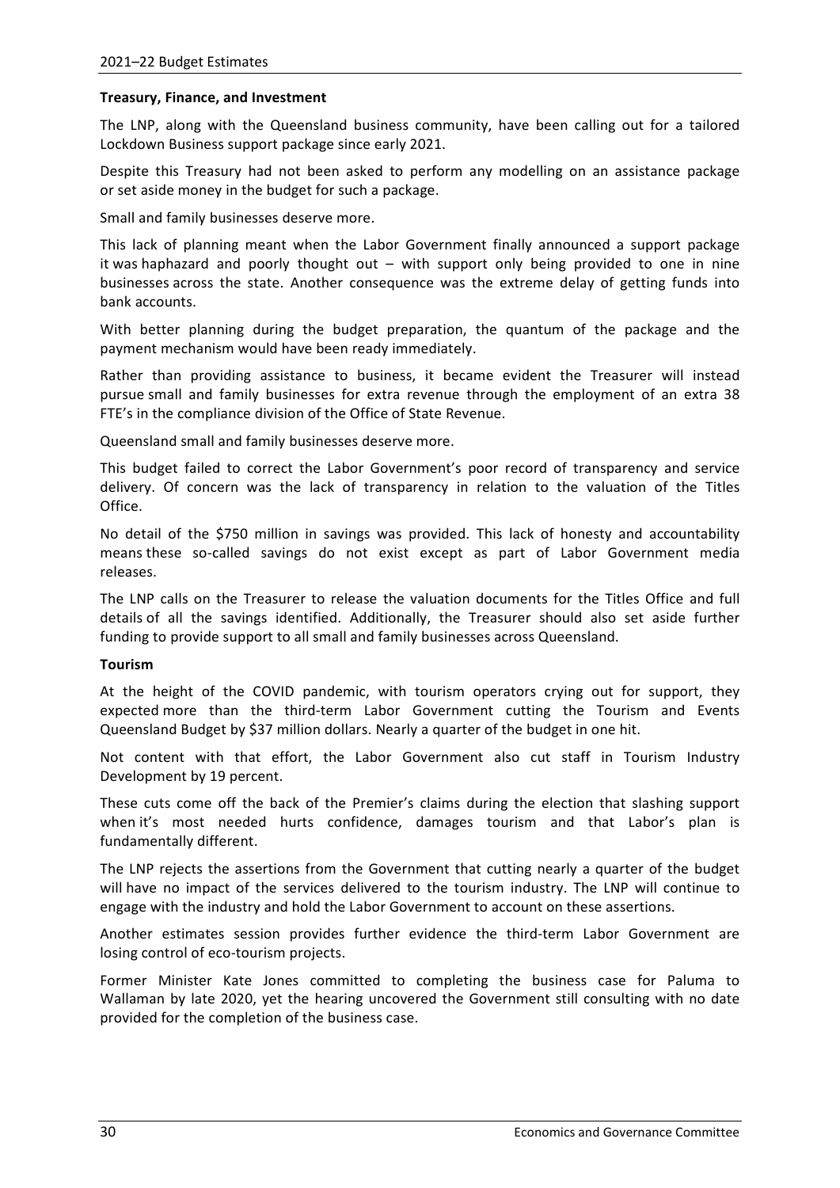**Treasury, Finance, and Investment**

The LNP, along with the Queensland business community, have been calling out for a tailored Lockdown Business support package since early 2021.

Despite this Treasury had not been asked to perform any modelling on an assistance package or set aside money in the budget for such a package.

Small and family businesses deserve more.

This lack of planning meant when the Labor Government finally announced a support package it was haphazard and poorly thought out – with support only being provided to one in nine businesses across the state. Another consequence was the extreme delay of getting funds into bank accounts.

With better planning during the budget preparation, the quantum of the package and the payment mechanism would have been ready immediately.

Rather than providing assistance to business, it became evident the Treasurer will instead pursue small and family businesses for extra revenue through the employment of an extra 38 FTE's in the compliance division of the Office of State Revenue.

Queensland small and family businesses deserve more.

This budget failed to correct the Labor Government's poor record of transparency and service delivery. Of concern was the lack of transparency in relation to the valuation of the Titles Office.

No detail of the $750 million in savings was provided. This lack of honesty and accountability means these so-called savings do not exist except as part of Labor Government media releases.

The LNP calls on the Treasurer to release the valuation documents for the Titles Office and full details of all the savings identified. Additionally, the Treasurer should also set aside further funding to provide support to all small and family businesses across Queensland.

**Tourism**

At the height of the COVID pandemic, with tourism operators crying out for support, they expected more than the third-term Labor Government cutting the Tourism and Events Queensland Budget by $37 million dollars. Nearly a quarter of the budget in one hit.

Not content with that effort, the Labor Government also cut staff in Tourism Industry Development by 19 percent.

These cuts come off the back of the Premier's claims during the election that slashing support when it's most needed hurts confidence, damages tourism and that Labor's plan is fundamentally different.

The LNP rejects the assertions from the Government that cutting nearly a quarter of the budget will have no impact of the services delivered to the tourism industry. The LNP will continue to engage with the industry and hold the Labor Government to account on these assertions.

Another estimates session provides further evidence the third-term Labor Government are losing control of eco-tourism projects.

Former Minister Kate Jones committed to completing the business case for Paluma to Wallaman by late 2020, yet the hearing uncovered the Government still consulting with no date provided for the completion of the business case.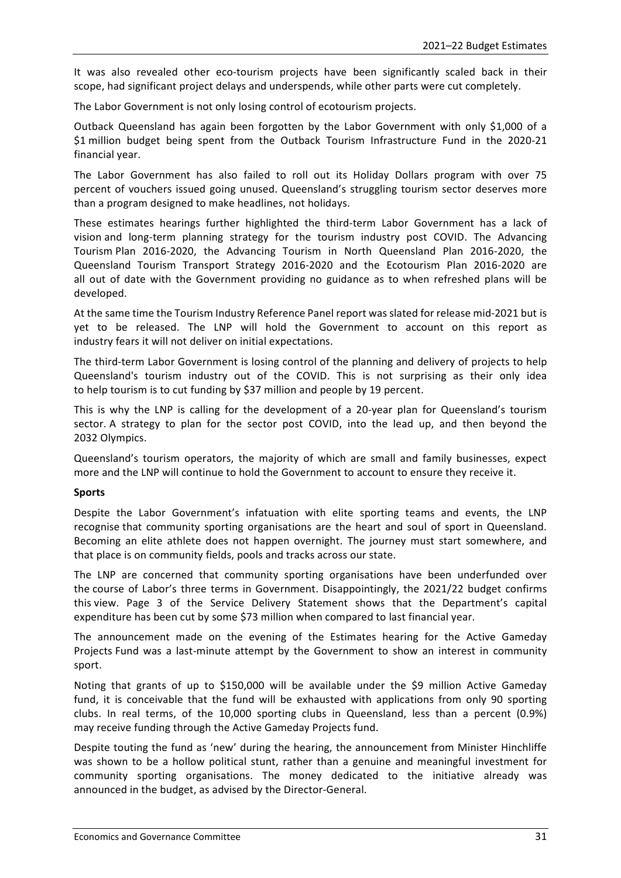It was also revealed other eco-tourism projects have been significantly scaled back in their scope, had significant project delays and underspends, while other parts were cut completely.

The Labor Government is not only losing control of ecotourism projects.

Outback Queensland has again been forgotten by the Labor Government with only $1,000 of a $1 million budget being spent from the Outback Tourism Infrastructure Fund in the 2020-21 financial year.

The Labor Government has also failed to roll out its Holiday Dollars program with over 75 percent of vouchers issued going unused. Queensland's struggling tourism sector deserves more than a program designed to make headlines, not holidays.

These estimates hearings further highlighted the third-term Labor Government has a lack of vision and long-term planning strategy for the tourism industry post COVID. The Advancing Tourism Plan 2016-2020, the Advancing Tourism in North Queensland Plan 2016-2020, the Queensland Tourism Transport Strategy 2016-2020 and the Ecotourism Plan 2016-2020 are all out of date with the Government providing no guidance as to when refreshed plans will be developed.

At the same time the Tourism Industry Reference Panel report was slated for release mid-2021 but is yet to be released. The LNP will hold the Government to account on this report as industry fears it will not deliver on initial expectations.

The third-term Labor Government is losing control of the planning and delivery of projects to help Queensland's tourism industry out of the COVID. This is not surprising as their only idea to help tourism is to cut funding by $37 million and people by 19 percent.

This is why the LNP is calling for the development of a 20-year plan for Queensland's tourism sector. A strategy to plan for the sector post COVID, into the lead up, and then beyond the 2032 Olympics.

Queensland's tourism operators, the majority of which are small and family businesses, expect more and the LNP will continue to hold the Government to account to ensure they receive it.

**Sports**

Despite the Labor Government's infatuation with elite sporting teams and events, the LNP recognise that community sporting organisations are the heart and soul of sport in Queensland. Becoming an elite athlete does not happen overnight. The journey must start somewhere, and that place is on community fields, pools and tracks across our state.

The LNP are concerned that community sporting organisations have been underfunded over the course of Labor's three terms in Government. Disappointingly, the 2021/22 budget confirms this view. Page 3 of the Service Delivery Statement shows that the Department's capital expenditure has been cut by some $73 million when compared to last financial year.

The announcement made on the evening of the Estimates hearing for the Active Gameday Projects Fund was a last-minute attempt by the Government to show an interest in community sport.

Noting that grants of up to $150,000 will be available under the $9 million Active Gameday fund, it is conceivable that the fund will be exhausted with applications from only 90 sporting clubs. In real terms, of the 10,000 sporting clubs in Queensland, less than a percent (0.9%) may receive funding through the Active Gameday Projects fund.

Despite touting the fund as 'new' during the hearing, the announcement from Minister Hinchliffe was shown to be a hollow political stunt, rather than a genuine and meaningful investment for community sporting organisations. The money dedicated to the initiative already was announced in the budget, as advised by the Director-General.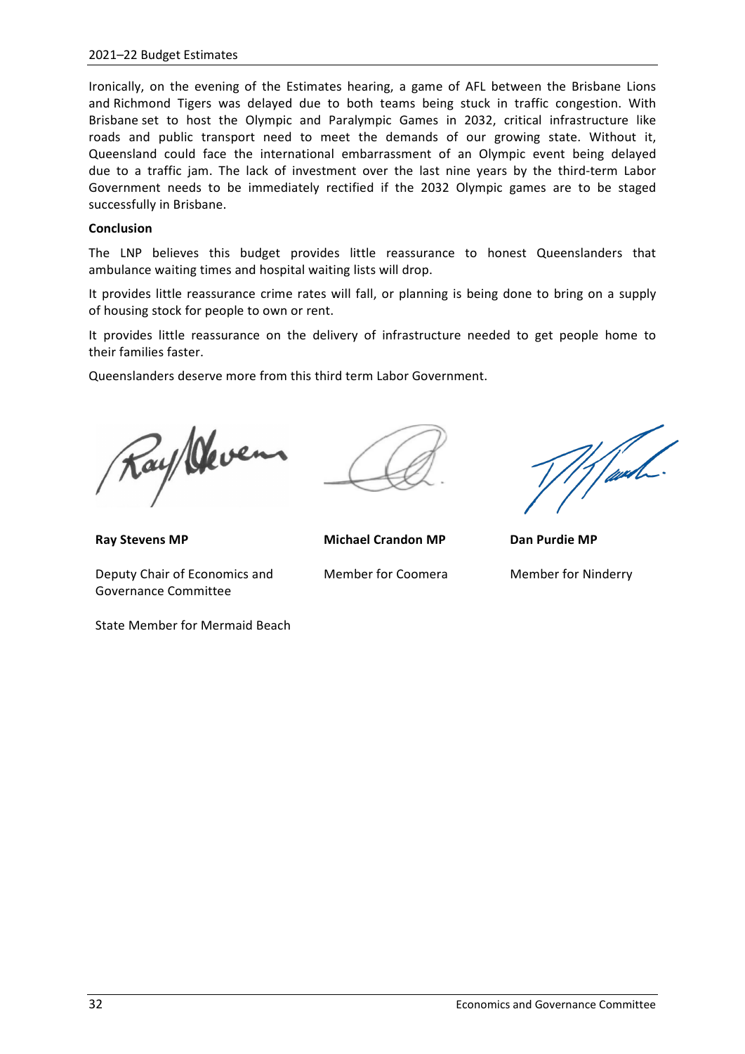Ironically, on the evening of the Estimates hearing, a game of AFL between the Brisbane Lions and Richmond Tigers was delayed due to both teams being stuck in traffic congestion. With Brisbane set to host the Olympic and Paralympic Games in 2032, critical infrastructure like roads and public transport need to meet the demands of our growing state. Without it, Queensland could face the international embarrassment of an Olympic event being delayed due to a traffic jam. The lack of investment over the last nine years by the third-term Labor Government needs to be immediately rectified if the 2032 Olympic games are to be staged successfully in Brisbane.

**Conclusion**

The LNP believes this budget provides little reassurance to honest Queenslanders that ambulance waiting times and hospital waiting lists will drop.

It provides little reassurance crime rates will fall, or planning is being done to bring on a supply of housing stock for people to own or rent.

It provides little reassurance on the delivery of infrastructure needed to get people home to their families faster.

Queenslanders deserve more from this third term Labor Government.

**Ray Stevens MP**

Deputy Chair of Economics and Governance Committee

State Member for Mermaid Beach

**Michael Crandon MP**

Member for Coomera

**Dan Purdie MP**

Member for Ninderry